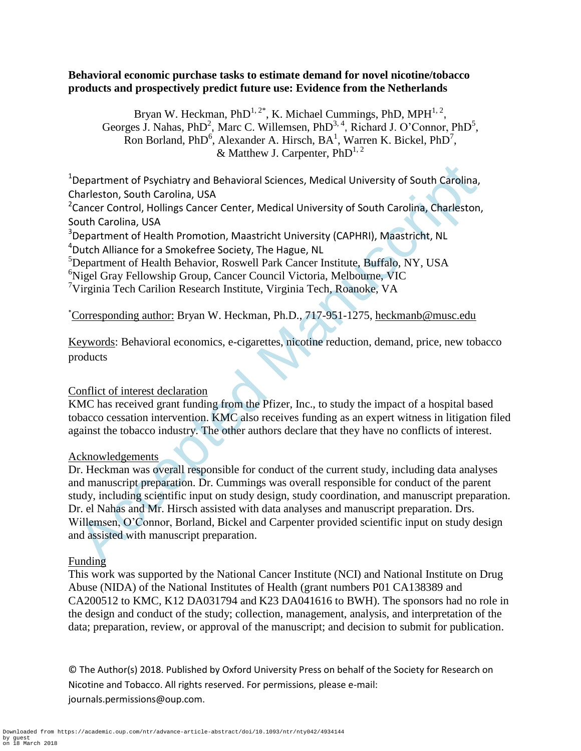# Behavioral economic purchase tasks to estimate demand for novel nicotine/tobacco products and prospectively predict future use: Evidence from the Netherlands

Bryan W. Heckman, PhD[1, 2*], K. Michael Cummings, PhD, MPH[1, 2], Georges J. Nahas, PhD[2], Marc C. Willemsen, PhD[3, 4], Richard J. O'Connor, PhD[5], Ron Borland, PhD[6], Alexander A. Hirsch, BA[1], Warren K. Bickel, PhD[7], & Matthew J. Carpenter, PhD[1, 2]

[1]Department of Psychiatry and Behavioral Sciences, Medical University of South Carolina, Charleston, South Carolina, USA
[2]Cancer Control, Hollings Cancer Center, Medical University of South Carolina, Charleston, South Carolina, USA
[3]Department of Health Promotion, Maastricht University (CAPHRI), Maastricht, NL
[4]Dutch Alliance for a Smokefree Society, The Hague, NL
[5]Department of Health Behavior, Roswell Park Cancer Institute, Buffalo, NY, USA
[6]Nigel Gray Fellowship Group, Cancer Council Victoria, Melbourne, VIC
[7]Virginia Tech Carilion Research Institute, Virginia Tech, Roanoke, VA

[*]Corresponding author: Bryan W. Heckman, Ph.D., 717-951-1275, heckmanb@musc.edu

Keywords: Behavioral economics, e-cigarettes, nicotine reduction, demand, price, new tobacco products

Conflict of interest declaration
KMC has received grant funding from the Pfizer, Inc., to study the impact of a hospital based tobacco cessation intervention. KMC also receives funding as an expert witness in litigation filed against the tobacco industry. The other authors declare that they have no conflicts of interest.

Acknowledgements
Dr. Heckman was overall responsible for conduct of the current study, including data analyses and manuscript preparation. Dr. Cummings was overall responsible for conduct of the parent study, including scientific input on study design, study coordination, and manuscript preparation. Dr. el Nahas and Mr. Hirsch assisted with data analyses and manuscript preparation. Drs. Willemsen, O'Connor, Borland, Bickel and Carpenter provided scientific input on study design and assisted with manuscript preparation.

Funding
This work was supported by the National Cancer Institute (NCI) and National Institute on Drug Abuse (NIDA) of the National Institutes of Health (grant numbers P01 CA138389 and CA200512 to KMC, K12 DA031794 and K23 DA041616 to BWH). The sponsors had no role in the design and conduct of the study; collection, management, analysis, and interpretation of the data; preparation, review, or approval of the manuscript; and decision to submit for publication.

© The Author(s) 2018. Published by Oxford University Press on behalf of the Society for Research on Nicotine and Tobacco. All rights reserved. For permissions, please e-mail: journals.permissions@oup.com.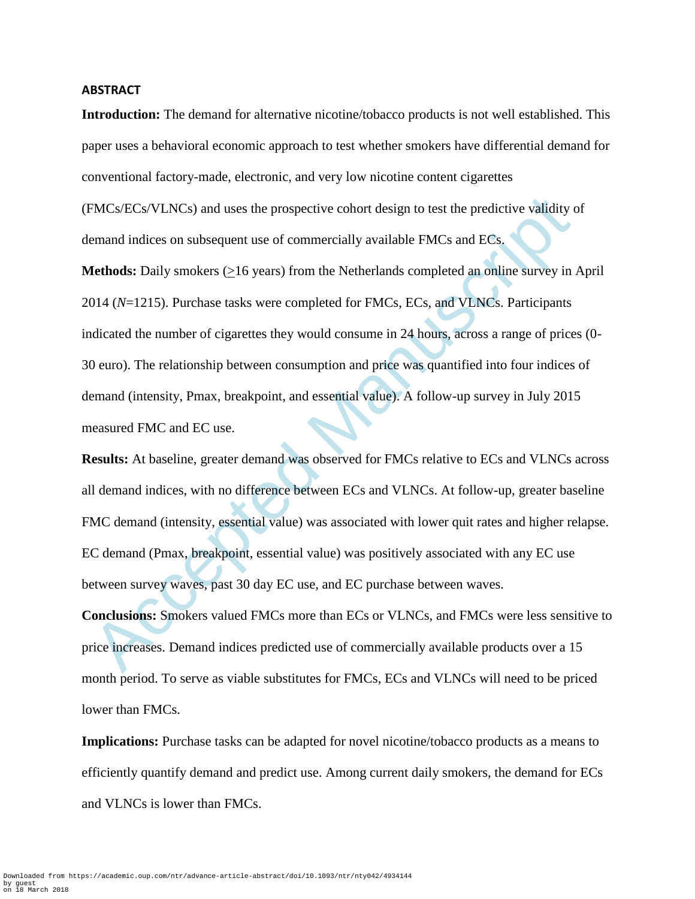## ABSTRACT

**Introduction:** The demand for alternative nicotine/tobacco products is not well established. This paper uses a behavioral economic approach to test whether smokers have differential demand for conventional factory-made, electronic, and very low nicotine content cigarettes (FMCs/ECs/VLNCs) and uses the prospective cohort design to test the predictive validity of demand indices on subsequent use of commercially available FMCs and ECs.

**Methods:** Daily smokers (≥16 years) from the Netherlands completed an online survey in April 2014 (*N*=1215). Purchase tasks were completed for FMCs, ECs, and VLNCs. Participants indicated the number of cigarettes they would consume in 24 hours, across a range of prices (0-30 euro). The relationship between consumption and price was quantified into four indices of demand (intensity, Pmax, breakpoint, and essential value). A follow-up survey in July 2015 measured FMC and EC use.

**Results:** At baseline, greater demand was observed for FMCs relative to ECs and VLNCs across all demand indices, with no difference between ECs and VLNCs. At follow-up, greater baseline FMC demand (intensity, essential value) was associated with lower quit rates and higher relapse. EC demand (Pmax, breakpoint, essential value) was positively associated with any EC use between survey waves, past 30 day EC use, and EC purchase between waves.

**Conclusions:** Smokers valued FMCs more than ECs or VLNCs, and FMCs were less sensitive to price increases. Demand indices predicted use of commercially available products over a 15 month period. To serve as viable substitutes for FMCs, ECs and VLNCs will need to be priced lower than FMCs.

**Implications:** Purchase tasks can be adapted for novel nicotine/tobacco products as a means to efficiently quantify demand and predict use. Among current daily smokers, the demand for ECs and VLNCs is lower than FMCs.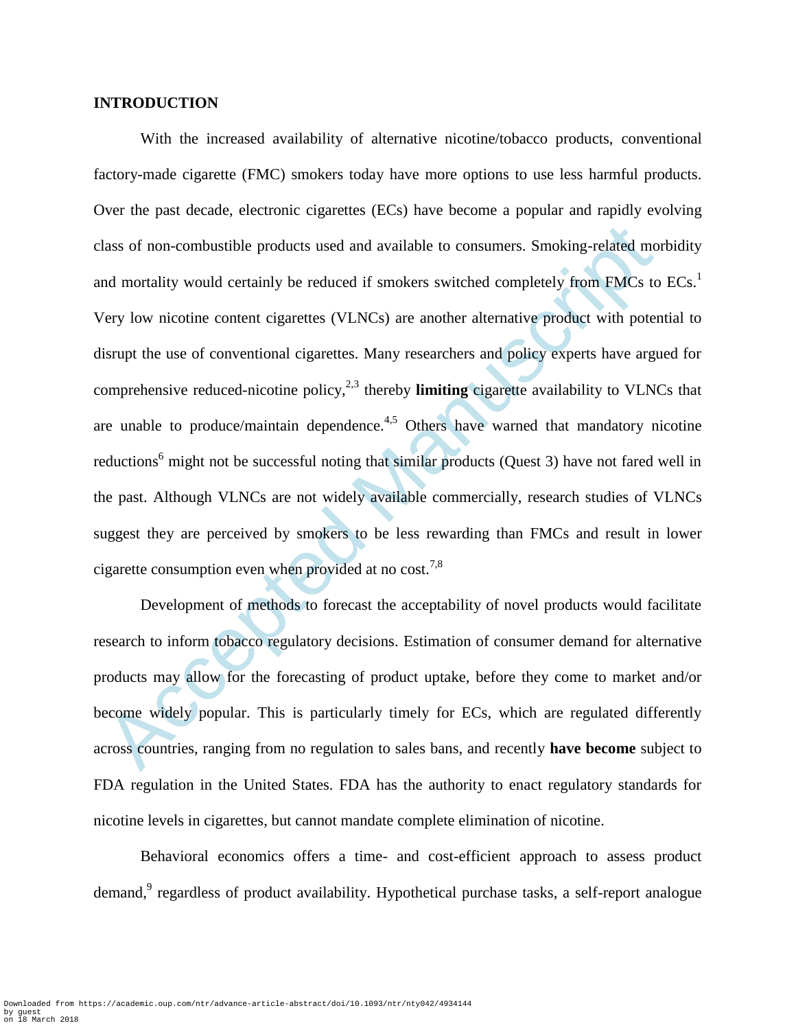## INTRODUCTION

With the increased availability of alternative nicotine/tobacco products, conventional factory-made cigarette (FMC) smokers today have more options to use less harmful products. Over the past decade, electronic cigarettes (ECs) have become a popular and rapidly evolving class of non-combustible products used and available to consumers. Smoking-related morbidity and mortality would certainly be reduced if smokers switched completely from FMCs to ECs.[1] Very low nicotine content cigarettes (VLNCs) are another alternative product with potential to disrupt the use of conventional cigarettes. Many researchers and policy experts have argued for comprehensive reduced-nicotine policy,[2,3] thereby **limiting** cigarette availability to VLNCs that are unable to produce/maintain dependence.[4,5] Others have warned that mandatory nicotine reductions[6] might not be successful noting that similar products (Quest 3) have not fared well in the past. Although VLNCs are not widely available commercially, research studies of VLNCs suggest they are perceived by smokers to be less rewarding than FMCs and result in lower cigarette consumption even when provided at no cost.[7,8]

Development of methods to forecast the acceptability of novel products would facilitate research to inform tobacco regulatory decisions. Estimation of consumer demand for alternative products may allow for the forecasting of product uptake, before they come to market and/or become widely popular. This is particularly timely for ECs, which are regulated differently across countries, ranging from no regulation to sales bans, and recently **have become** subject to FDA regulation in the United States. FDA has the authority to enact regulatory standards for nicotine levels in cigarettes, but cannot mandate complete elimination of nicotine.

Behavioral economics offers a time- and cost-efficient approach to assess product demand,[9] regardless of product availability. Hypothetical purchase tasks, a self-report analogue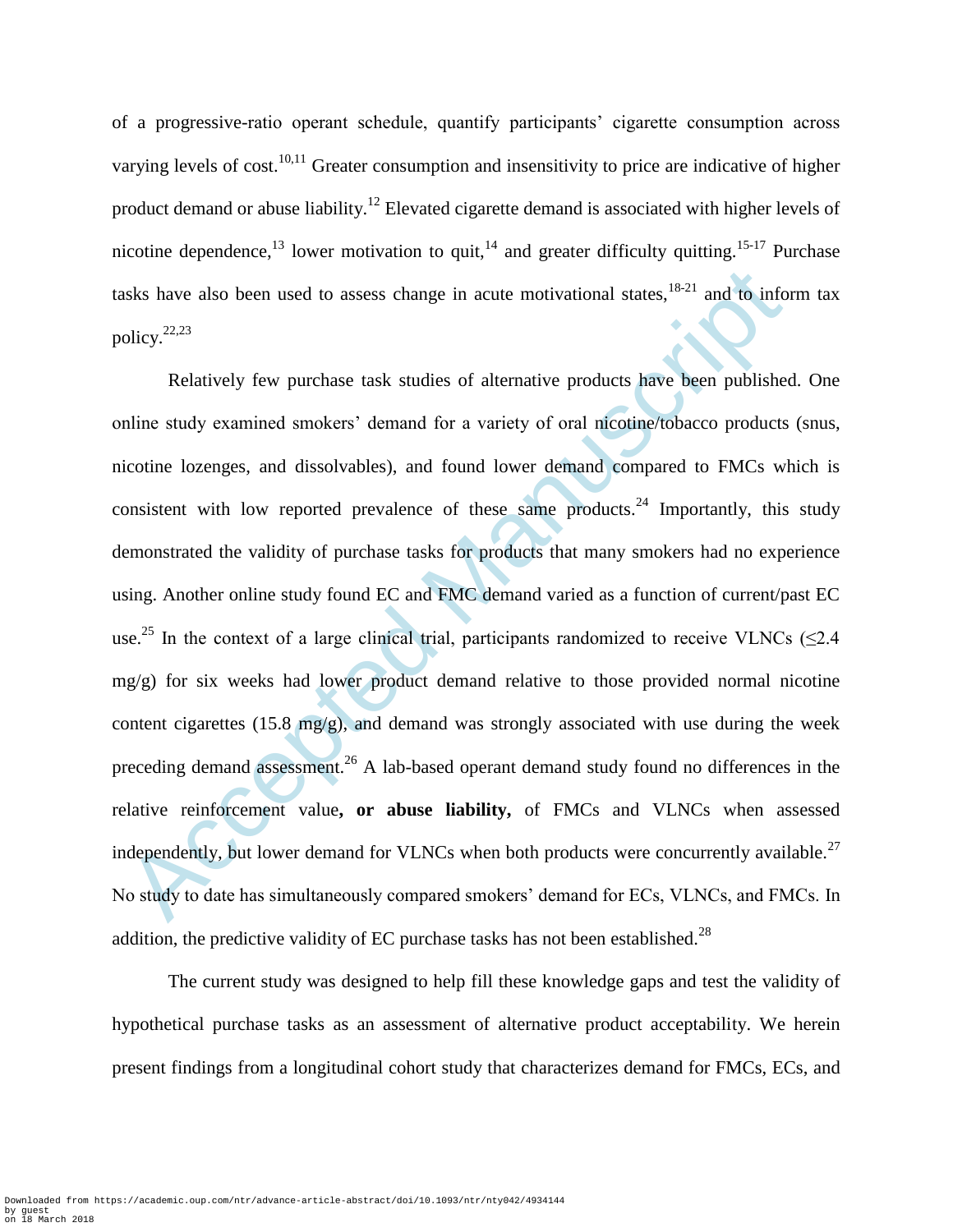of a progressive-ratio operant schedule, quantify participants' cigarette consumption across varying levels of cost.[10,11] Greater consumption and insensitivity to price are indicative of higher product demand or abuse liability.[12] Elevated cigarette demand is associated with higher levels of nicotine dependence,[13] lower motivation to quit,[14] and greater difficulty quitting.[15-17] Purchase tasks have also been used to assess change in acute motivational states,[18-21] and to inform tax policy.[22,23]

Relatively few purchase task studies of alternative products have been published. One online study examined smokers' demand for a variety of oral nicotine/tobacco products (snus, nicotine lozenges, and dissolvables), and found lower demand compared to FMCs which is consistent with low reported prevalence of these same products.[24] Importantly, this study demonstrated the validity of purchase tasks for products that many smokers had no experience using. Another online study found EC and FMC demand varied as a function of current/past EC use.[25] In the context of a large clinical trial, participants randomized to receive VLNCs (≤2.4 mg/g) for six weeks had lower product demand relative to those provided normal nicotine content cigarettes (15.8 mg/g), and demand was strongly associated with use during the week preceding demand assessment.[26] A lab-based operant demand study found no differences in the relative reinforcement value**, or abuse liability,** of FMCs and VLNCs when assessed independently, but lower demand for VLNCs when both products were concurrently available.[27] No study to date has simultaneously compared smokers' demand for ECs, VLNCs, and FMCs. In addition, the predictive validity of EC purchase tasks has not been established.[28]

The current study was designed to help fill these knowledge gaps and test the validity of hypothetical purchase tasks as an assessment of alternative product acceptability. We herein present findings from a longitudinal cohort study that characterizes demand for FMCs, ECs, and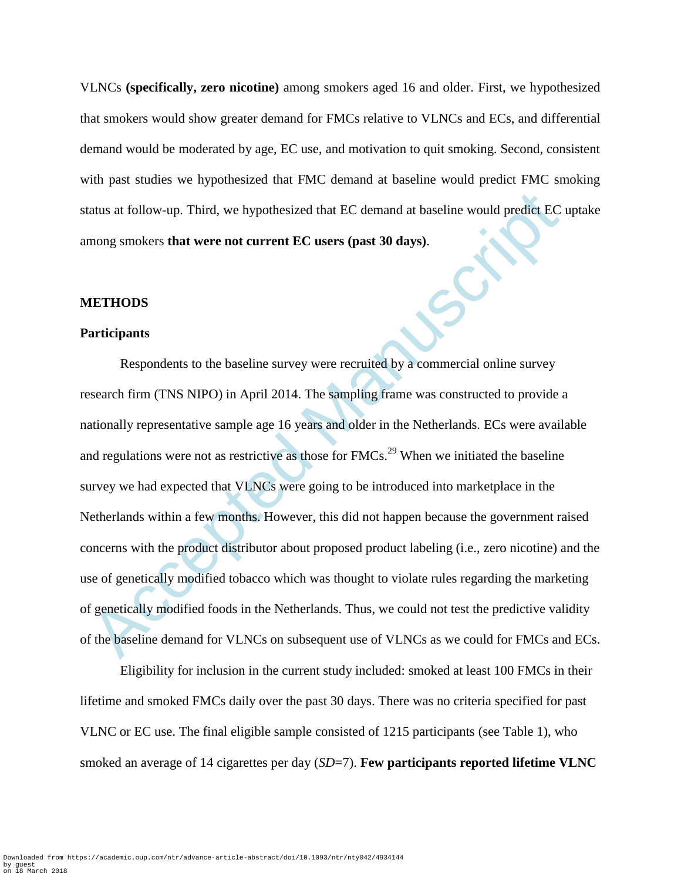VLNCs **(specifically, zero nicotine)** among smokers aged 16 and older. First, we hypothesized that smokers would show greater demand for FMCs relative to VLNCs and ECs, and differential demand would be moderated by age, EC use, and motivation to quit smoking. Second, consistent with past studies we hypothesized that FMC demand at baseline would predict FMC smoking status at follow-up. Third, we hypothesized that EC demand at baseline would predict EC uptake among smokers **that were not current EC users (past 30 days)**.

## METHODS

### Participants

Respondents to the baseline survey were recruited by a commercial online survey research firm (TNS NIPO) in April 2014. The sampling frame was constructed to provide a nationally representative sample age 16 years and older in the Netherlands. ECs were available and regulations were not as restrictive as those for FMCs.[29] When we initiated the baseline survey we had expected that VLNCs were going to be introduced into marketplace in the Netherlands within a few months. However, this did not happen because the government raised concerns with the product distributor about proposed product labeling (i.e., zero nicotine) and the use of genetically modified tobacco which was thought to violate rules regarding the marketing of genetically modified foods in the Netherlands. Thus, we could not test the predictive validity of the baseline demand for VLNCs on subsequent use of VLNCs as we could for FMCs and ECs.

Eligibility for inclusion in the current study included: smoked at least 100 FMCs in their lifetime and smoked FMCs daily over the past 30 days. There was no criteria specified for past VLNC or EC use. The final eligible sample consisted of 1215 participants (see Table 1), who smoked an average of 14 cigarettes per day (*SD*=7). **Few participants reported lifetime VLNC**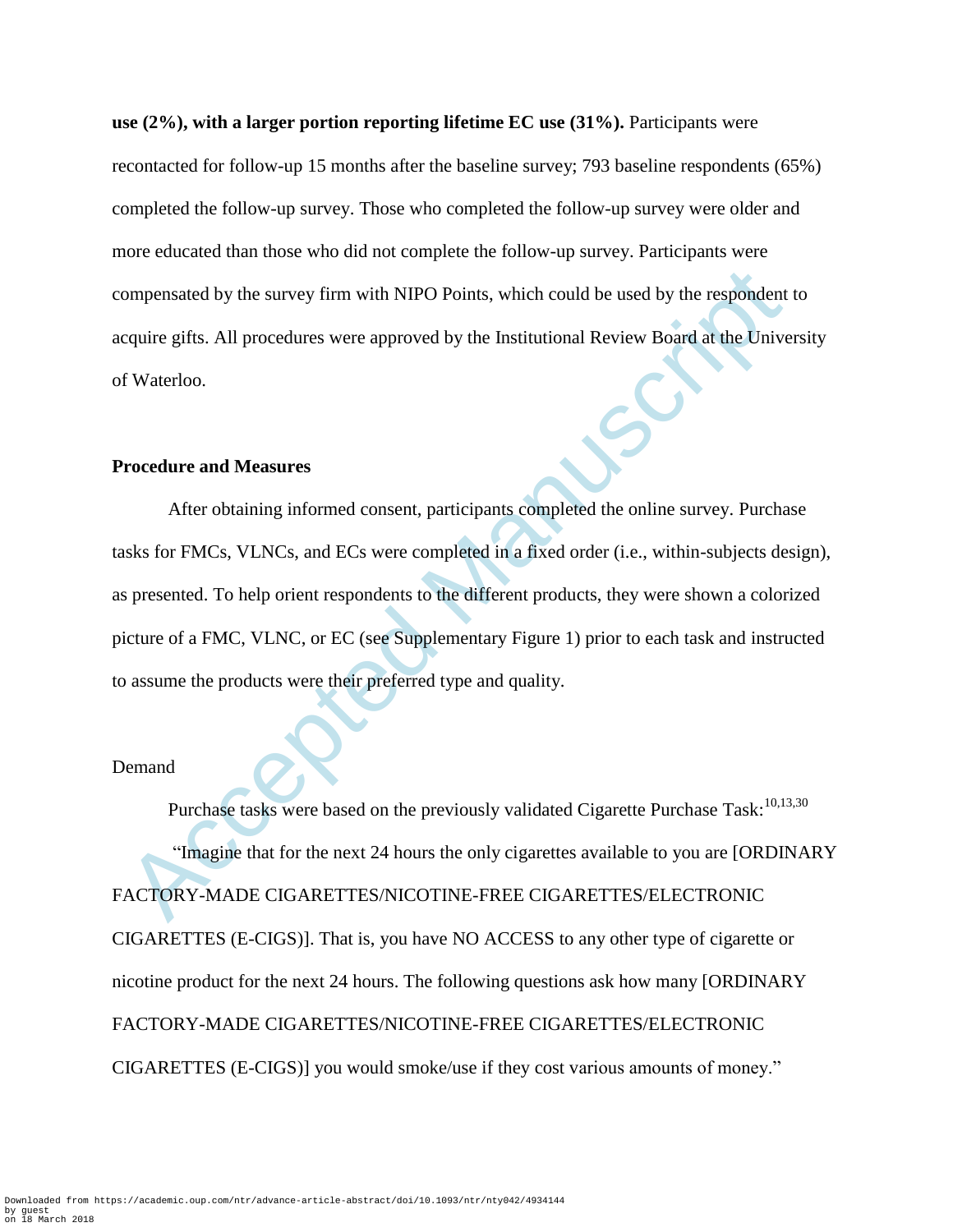**use (2%), with a larger portion reporting lifetime EC use (31%).** Participants were recontacted for follow-up 15 months after the baseline survey; 793 baseline respondents (65%) completed the follow-up survey. Those who completed the follow-up survey were older and more educated than those who did not complete the follow-up survey. Participants were compensated by the survey firm with NIPO Points, which could be used by the respondent to acquire gifts. All procedures were approved by the Institutional Review Board at the University of Waterloo.

## Procedure and Measures

After obtaining informed consent, participants completed the online survey. Purchase tasks for FMCs, VLNCs, and ECs were completed in a fixed order (i.e., within-subjects design), as presented. To help orient respondents to the different products, they were shown a colorized picture of a FMC, VLNC, or EC (see Supplementary Figure 1) prior to each task and instructed to assume the products were their preferred type and quality.

### Demand

Purchase tasks were based on the previously validated Cigarette Purchase Task:[10,13,30]

"Imagine that for the next 24 hours the only cigarettes available to you are [ORDINARY FACTORY-MADE CIGARETTES/NICOTINE-FREE CIGARETTES/ELECTRONIC CIGARETTES (E-CIGS)]. That is, you have NO ACCESS to any other type of cigarette or nicotine product for the next 24 hours. The following questions ask how many [ORDINARY FACTORY-MADE CIGARETTES/NICOTINE-FREE CIGARETTES/ELECTRONIC CIGARETTES (E-CIGS)] you would smoke/use if they cost various amounts of money."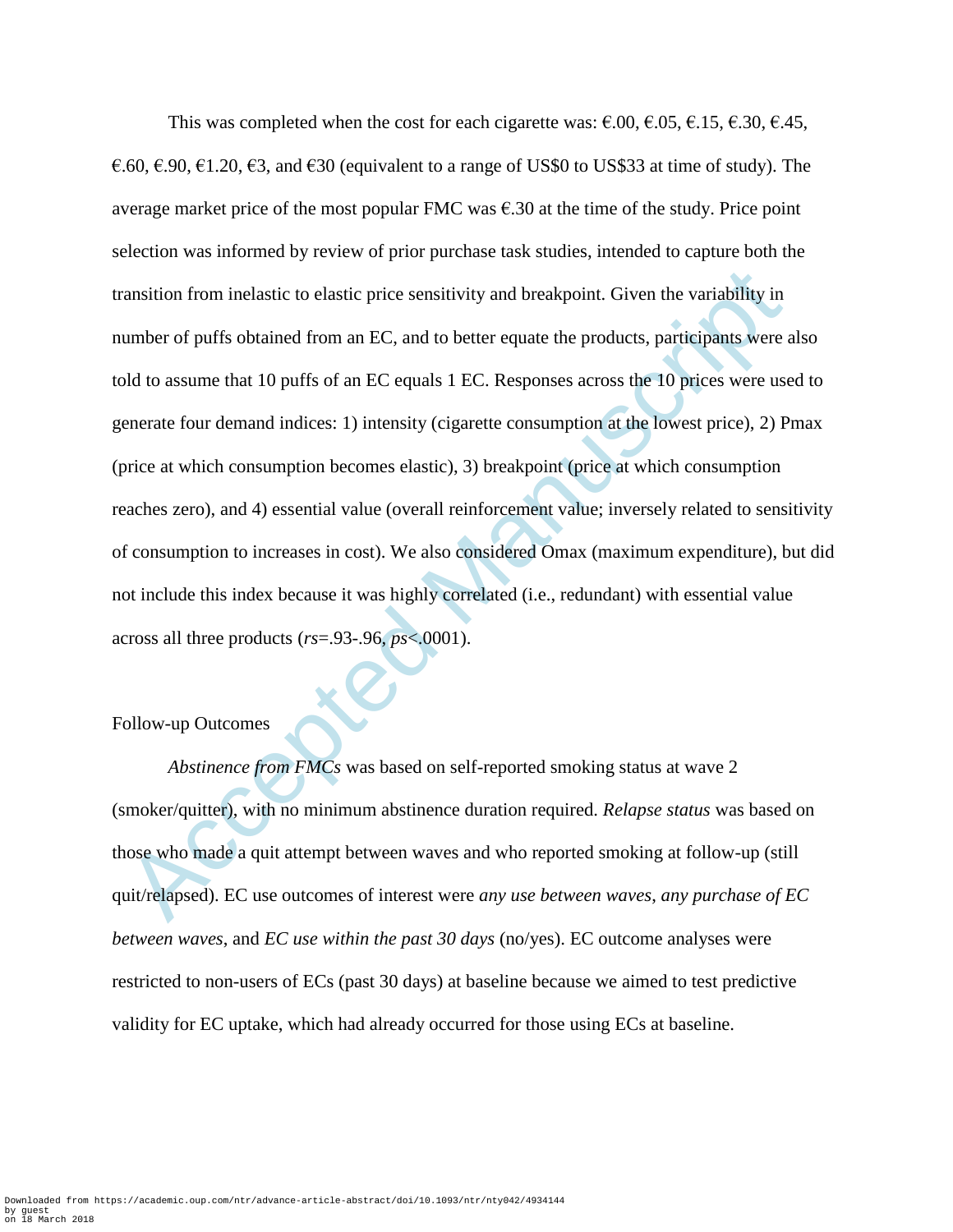This was completed when the cost for each cigarette was: €.00, €.05, €.15, €.30, €.45, €.60, €.90, €1.20, €3, and €30 (equivalent to a range of US$0 to US$33 at time of study). The average market price of the most popular FMC was €.30 at the time of the study. Price point selection was informed by review of prior purchase task studies, intended to capture both the transition from inelastic to elastic price sensitivity and breakpoint. Given the variability in number of puffs obtained from an EC, and to better equate the products, participants were also told to assume that 10 puffs of an EC equals 1 EC. Responses across the 10 prices were used to generate four demand indices: 1) intensity (cigarette consumption at the lowest price), 2) Pmax (price at which consumption becomes elastic), 3) breakpoint (price at which consumption reaches zero), and 4) essential value (overall reinforcement value; inversely related to sensitivity of consumption to increases in cost). We also considered Omax (maximum expenditure), but did not include this index because it was highly correlated (i.e., redundant) with essential value across all three products (*rs*=.93-.96, *ps*<.0001).

Follow-up Outcomes

*Abstinence from FMCs* was based on self-reported smoking status at wave 2 (smoker/quitter), with no minimum abstinence duration required. *Relapse status* was based on those who made a quit attempt between waves and who reported smoking at follow-up (still quit/relapsed). EC use outcomes of interest were *any use between waves*, *any purchase of EC between waves*, and *EC use within the past 30 days* (no/yes). EC outcome analyses were restricted to non-users of ECs (past 30 days) at baseline because we aimed to test predictive validity for EC uptake, which had already occurred for those using ECs at baseline.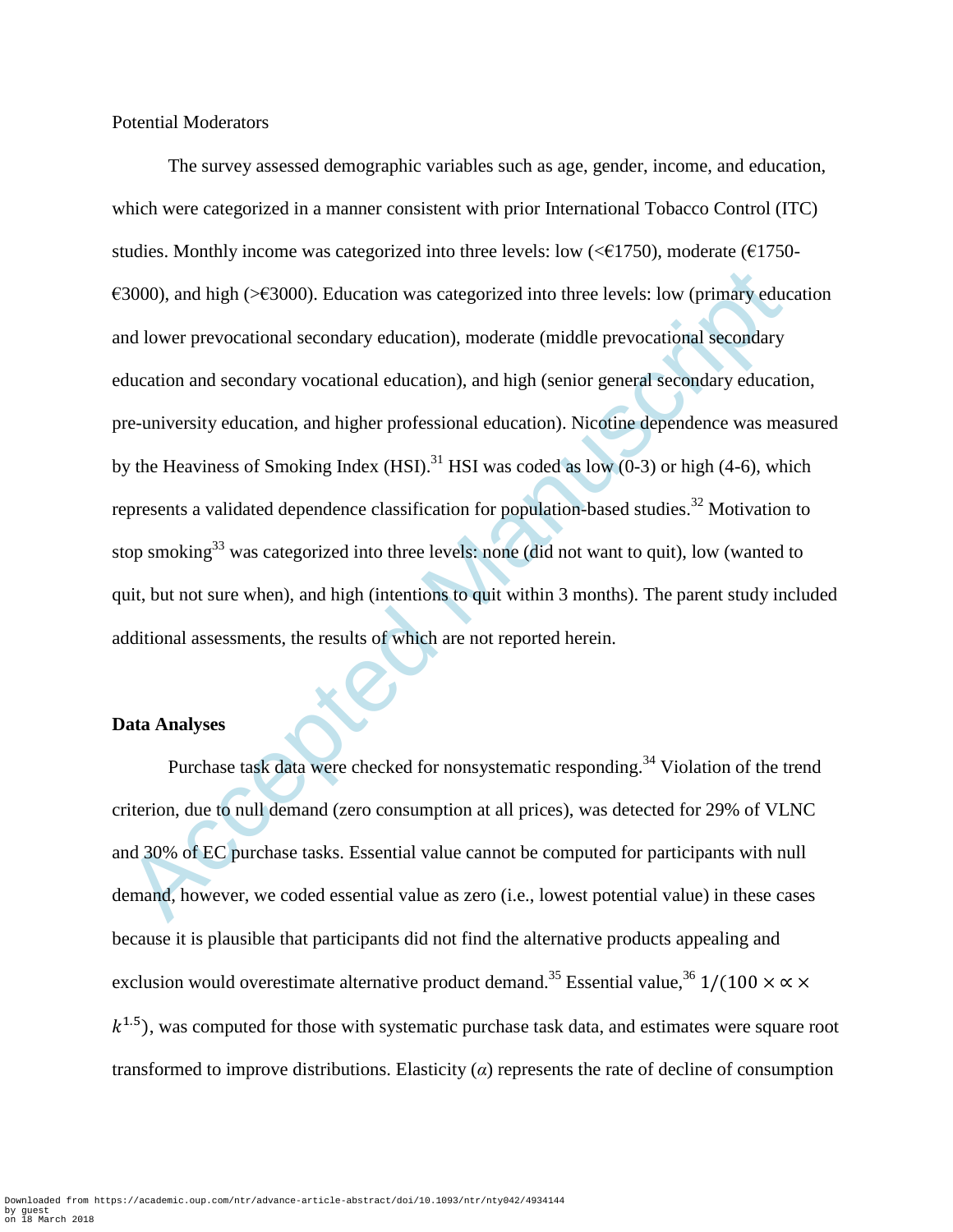Potential Moderators

The survey assessed demographic variables such as age, gender, income, and education, which were categorized in a manner consistent with prior International Tobacco Control (ITC) studies. Monthly income was categorized into three levels: low (<€1750), moderate (€1750-€3000), and high (>€3000). Education was categorized into three levels: low (primary education and lower prevocational secondary education), moderate (middle prevocational secondary education and secondary vocational education), and high (senior general secondary education, pre-university education, and higher professional education). Nicotine dependence was measured by the Heaviness of Smoking Index (HSI).[31] HSI was coded as low (0-3) or high (4-6), which represents a validated dependence classification for population-based studies.[32] Motivation to stop smoking[33] was categorized into three levels: none (did not want to quit), low (wanted to quit, but not sure when), and high (intentions to quit within 3 months). The parent study included additional assessments, the results of which are not reported herein.

**Data Analyses**

Purchase task data were checked for nonsystematic responding.[34] Violation of the trend criterion, due to null demand (zero consumption at all prices), was detected for 29% of VLNC and 30% of EC purchase tasks. Essential value cannot be computed for participants with null demand, however, we coded essential value as zero (i.e., lowest potential value) in these cases because it is plausible that participants did not find the alternative products appealing and exclusion would overestimate alternative product demand.[35] Essential value,[36] $1/(100 \times \propto \times k^{1.5})$, was computed for those with systematic purchase task data, and estimates were square root transformed to improve distributions. Elasticity ($\alpha$) represents the rate of decline of consumption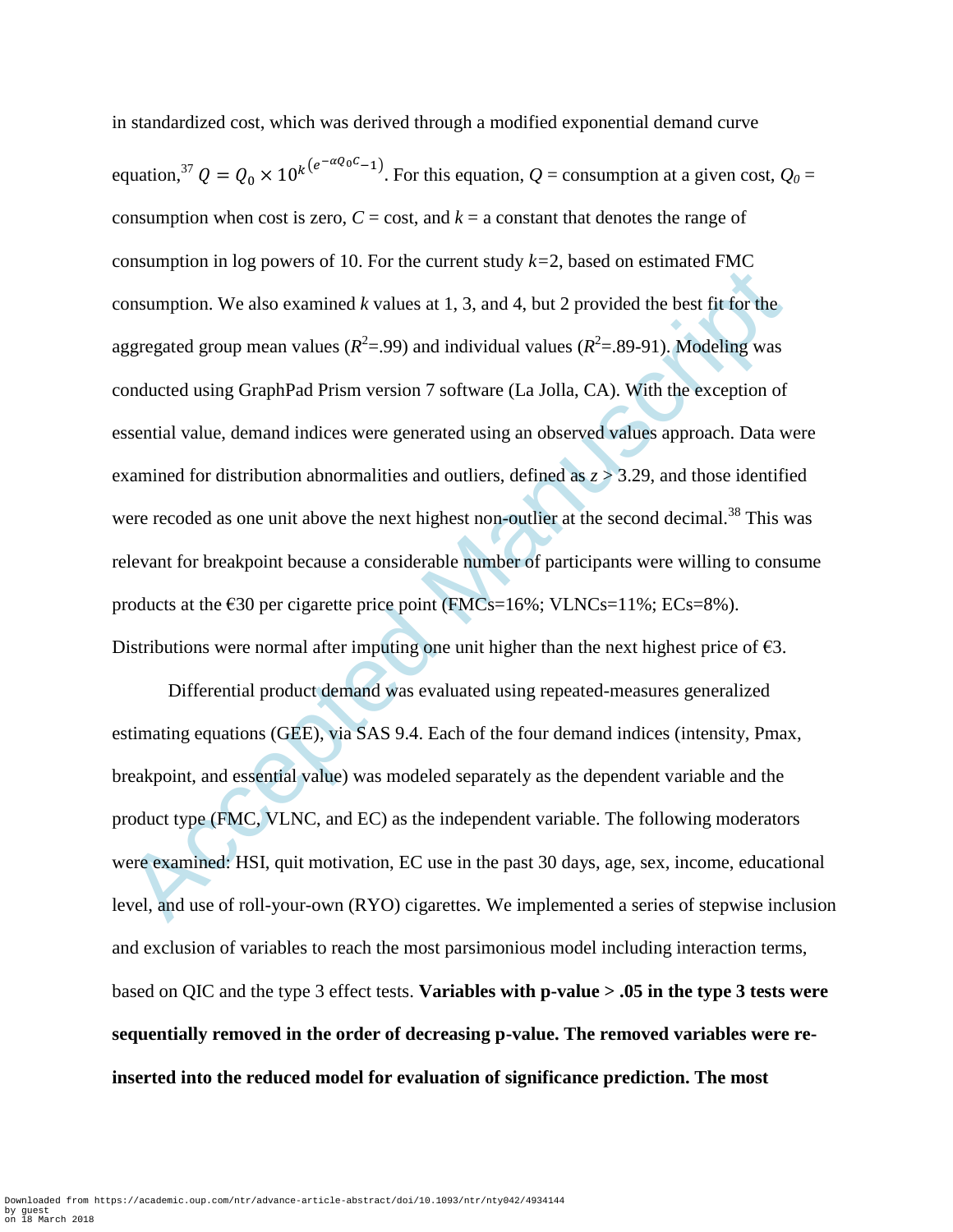in standardized cost, which was derived through a modified exponential demand curve equation,[37] $Q = Q_0 \times 10^{k\left(e^{-\alpha Q_0 C}-1\right)}$. For this equation, $Q$ = consumption at a given cost, $Q_0$ = consumption when cost is zero, $C$ = cost, and $k$ = a constant that denotes the range of consumption in log powers of 10. For the current study $k$=2, based on estimated FMC consumption. We also examined $k$ values at 1, 3, and 4, but 2 provided the best fit for the aggregated group mean values ($R^2$=.99) and individual values ($R^2$=.89-91). Modeling was conducted using GraphPad Prism version 7 software (La Jolla, CA). With the exception of essential value, demand indices were generated using an observed values approach. Data were examined for distribution abnormalities and outliers, defined as $z > 3.29$, and those identified were recoded as one unit above the next highest non-outlier at the second decimal.[38] This was relevant for breakpoint because a considerable number of participants were willing to consume products at the €30 per cigarette price point (FMCs=16%; VLNCs=11%; ECs=8%). Distributions were normal after imputing one unit higher than the next highest price of €3.

Differential product demand was evaluated using repeated-measures generalized estimating equations (GEE), via SAS 9.4. Each of the four demand indices (intensity, Pmax, breakpoint, and essential value) was modeled separately as the dependent variable and the product type (FMC, VLNC, and EC) as the independent variable. The following moderators were examined: HSI, quit motivation, EC use in the past 30 days, age, sex, income, educational level, and use of roll-your-own (RYO) cigarettes. We implemented a series of stepwise inclusion and exclusion of variables to reach the most parsimonious model including interaction terms, based on QIC and the type 3 effect tests. **Variables with p-value > .05 in the type 3 tests were sequentially removed in the order of decreasing p-value. The removed variables were re-inserted into the reduced model for evaluation of significance prediction. The most**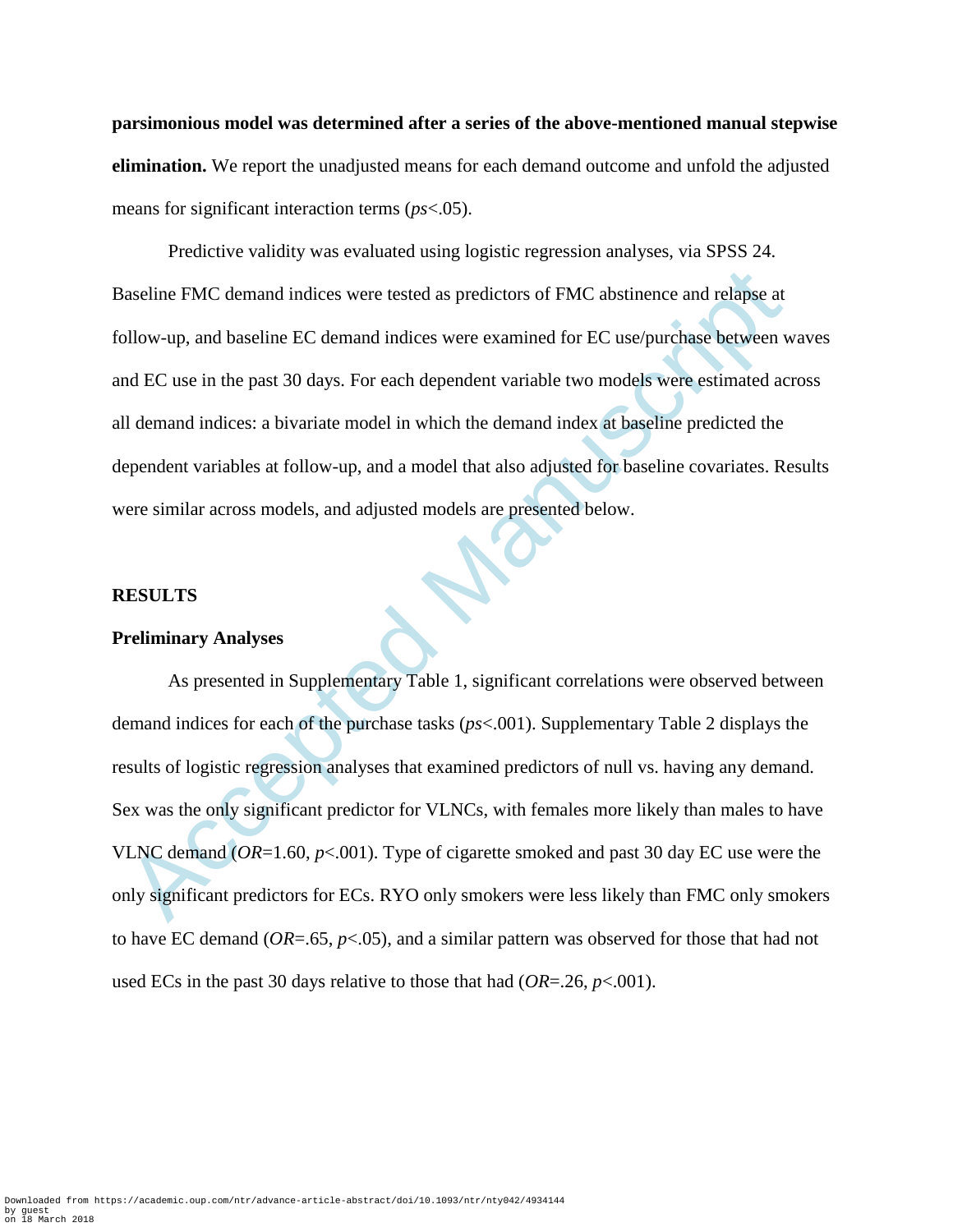**parsimonious model was determined after a series of the above-mentioned manual stepwise elimination.** We report the unadjusted means for each demand outcome and unfold the adjusted means for significant interaction terms (*ps*<.05).

Predictive validity was evaluated using logistic regression analyses, via SPSS 24. Baseline FMC demand indices were tested as predictors of FMC abstinence and relapse at follow-up, and baseline EC demand indices were examined for EC use/purchase between waves and EC use in the past 30 days. For each dependent variable two models were estimated across all demand indices: a bivariate model in which the demand index at baseline predicted the dependent variables at follow-up, and a model that also adjusted for baseline covariates. Results were similar across models, and adjusted models are presented below.

## RESULTS

### Preliminary Analyses

As presented in Supplementary Table 1, significant correlations were observed between demand indices for each of the purchase tasks (*ps*<.001). Supplementary Table 2 displays the results of logistic regression analyses that examined predictors of null vs. having any demand. Sex was the only significant predictor for VLNCs, with females more likely than males to have VLNC demand (*OR*=1.60, *p*<.001). Type of cigarette smoked and past 30 day EC use were the only significant predictors for ECs. RYO only smokers were less likely than FMC only smokers to have EC demand (*OR*=.65, *p*<.05), and a similar pattern was observed for those that had not used ECs in the past 30 days relative to those that had (*OR*=.26, *p*<.001).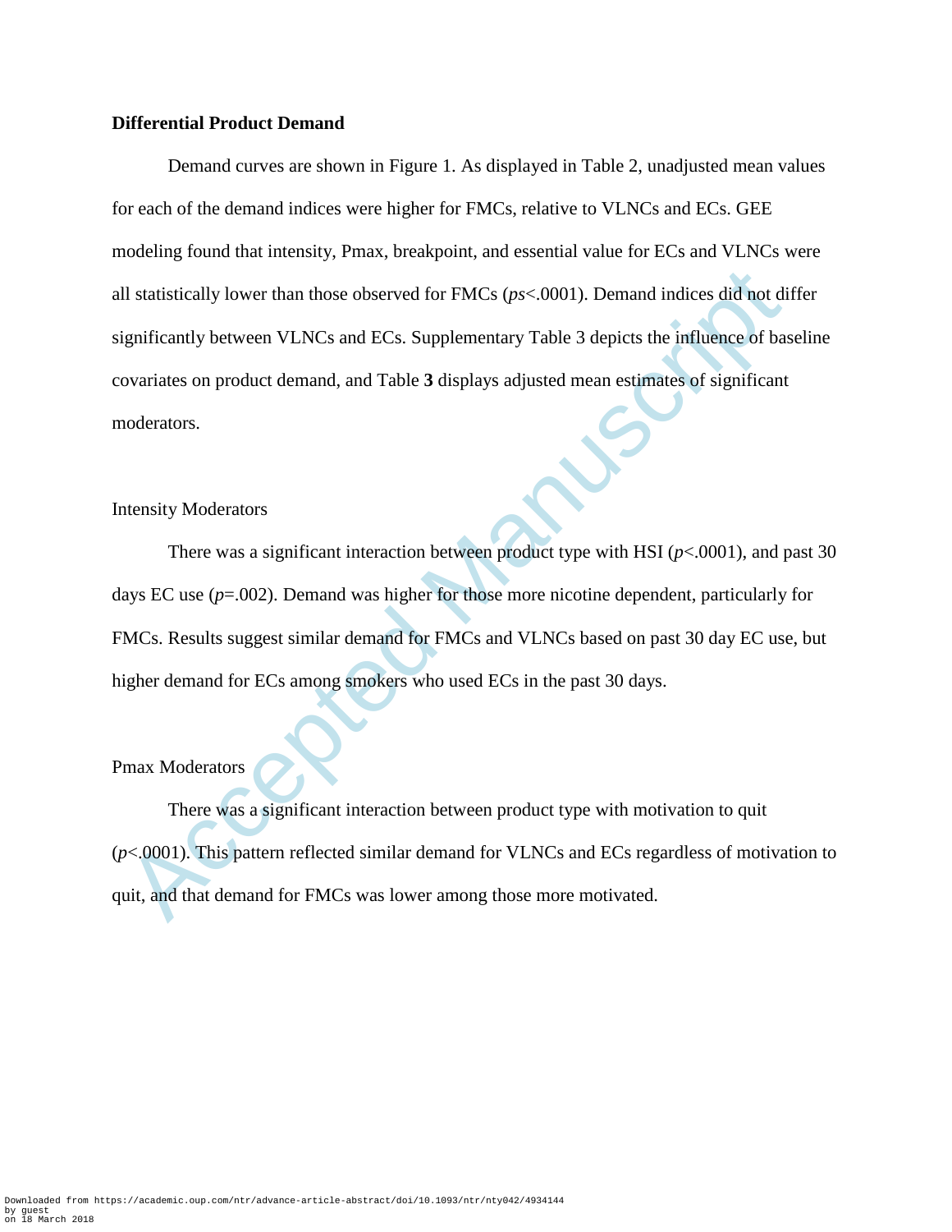## Differential Product Demand

Demand curves are shown in Figure 1. As displayed in Table 2, unadjusted mean values for each of the demand indices were higher for FMCs, relative to VLNCs and ECs. GEE modeling found that intensity, Pmax, breakpoint, and essential value for ECs and VLNCs were all statistically lower than those observed for FMCs (*ps*<.0001). Demand indices did not differ significantly between VLNCs and ECs. Supplementary Table 3 depicts the influence of baseline covariates on product demand, and Table **3** displays adjusted mean estimates of significant moderators.

### Intensity Moderators

There was a significant interaction between product type with HSI (*p*<.0001), and past 30 days EC use (*p*=.002). Demand was higher for those more nicotine dependent, particularly for FMCs. Results suggest similar demand for FMCs and VLNCs based on past 30 day EC use, but higher demand for ECs among smokers who used ECs in the past 30 days.

### Pmax Moderators

There was a significant interaction between product type with motivation to quit (*p*<.0001). This pattern reflected similar demand for VLNCs and ECs regardless of motivation to quit, and that demand for FMCs was lower among those more motivated.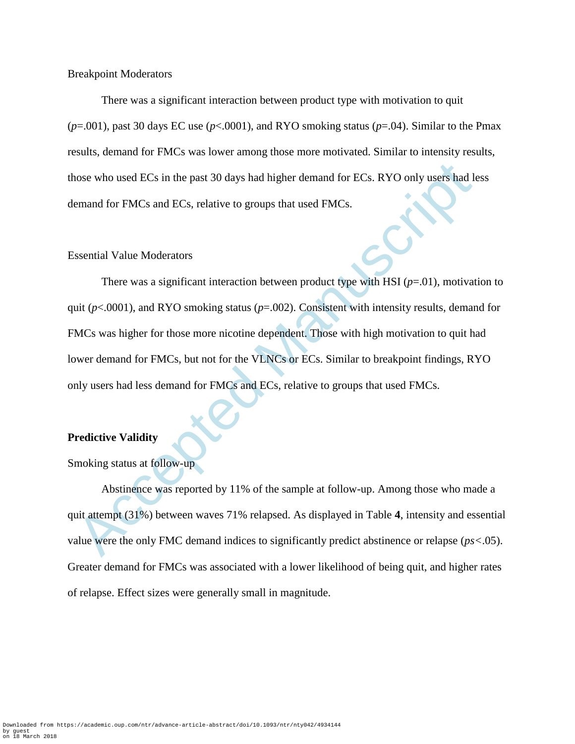Breakpoint Moderators

There was a significant interaction between product type with motivation to quit ($p$=.001), past 30 days EC use ($p$<.0001), and RYO smoking status ($p$=.04). Similar to the Pmax results, demand for FMCs was lower among those more motivated. Similar to intensity results, those who used ECs in the past 30 days had higher demand for ECs. RYO only users had less demand for FMCs and ECs, relative to groups that used FMCs.

Essential Value Moderators

There was a significant interaction between product type with HSI ($p$=.01), motivation to quit ($p$<.0001), and RYO smoking status ($p$=.002). Consistent with intensity results, demand for FMCs was higher for those more nicotine dependent. Those with high motivation to quit had lower demand for FMCs, but not for the VLNCs or ECs. Similar to breakpoint findings, RYO only users had less demand for FMCs and ECs, relative to groups that used FMCs.

**Predictive Validity**

Smoking status at follow-up

Abstinence was reported by 11% of the sample at follow-up. Among those who made a quit attempt (31%) between waves 71% relapsed. As displayed in Table **4**, intensity and essential value were the only FMC demand indices to significantly predict abstinence or relapse (*ps*<.05). Greater demand for FMCs was associated with a lower likelihood of being quit, and higher rates of relapse. Effect sizes were generally small in magnitude.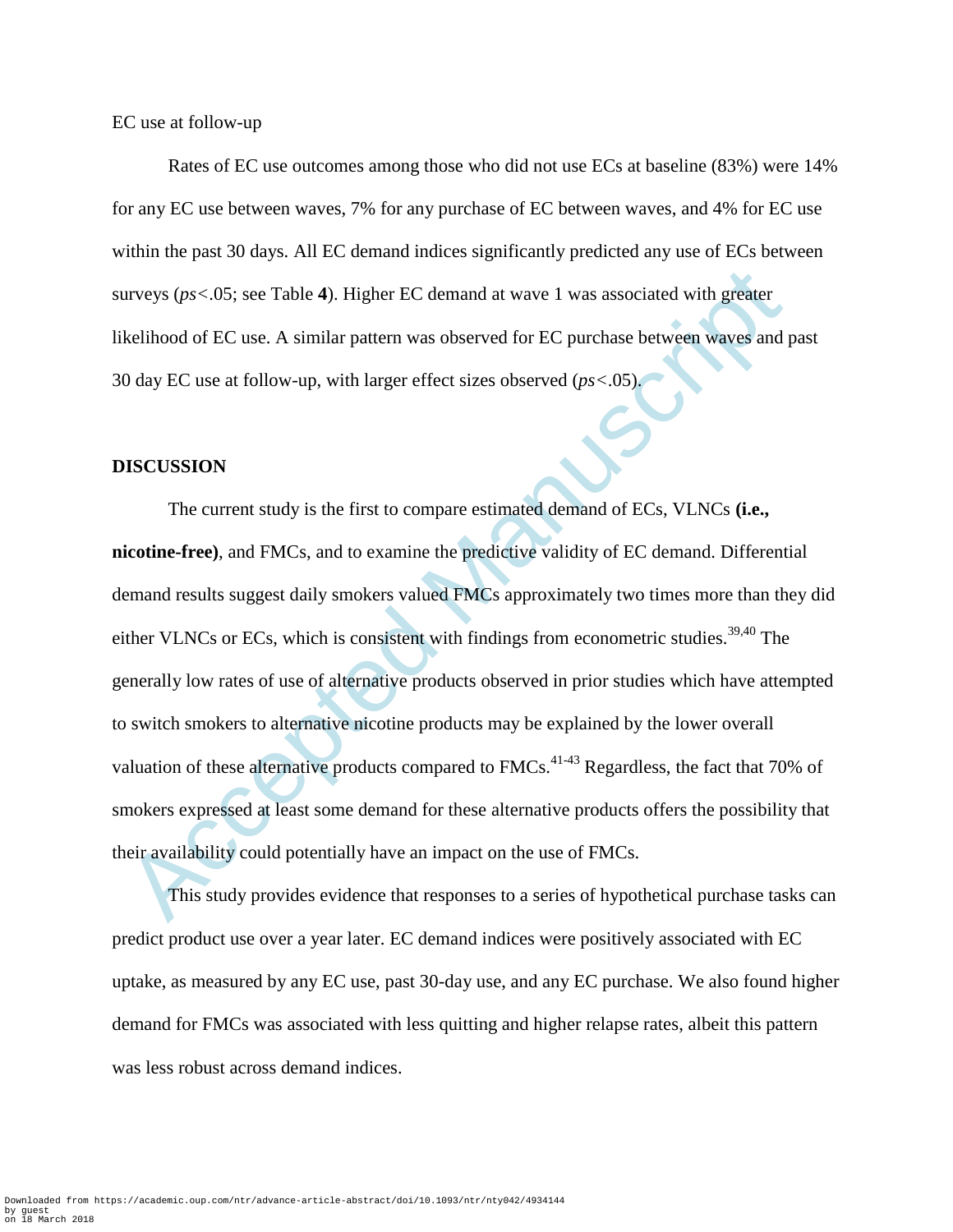EC use at follow-up

Rates of EC use outcomes among those who did not use ECs at baseline (83%) were 14% for any EC use between waves, 7% for any purchase of EC between waves, and 4% for EC use within the past 30 days. All EC demand indices significantly predicted any use of ECs between surveys (*ps*<.05; see Table **4**). Higher EC demand at wave 1 was associated with greater likelihood of EC use. A similar pattern was observed for EC purchase between waves and past 30 day EC use at follow-up, with larger effect sizes observed (*ps*<.05).

## DISCUSSION

The current study is the first to compare estimated demand of ECs, VLNCs **(i.e., nicotine-free)**, and FMCs, and to examine the predictive validity of EC demand. Differential demand results suggest daily smokers valued FMCs approximately two times more than they did either VLNCs or ECs, which is consistent with findings from econometric studies.[39,40] The generally low rates of use of alternative products observed in prior studies which have attempted to switch smokers to alternative nicotine products may be explained by the lower overall valuation of these alternative products compared to FMCs.[41-43] Regardless, the fact that 70% of smokers expressed at least some demand for these alternative products offers the possibility that their availability could potentially have an impact on the use of FMCs.

This study provides evidence that responses to a series of hypothetical purchase tasks can predict product use over a year later. EC demand indices were positively associated with EC uptake, as measured by any EC use, past 30-day use, and any EC purchase. We also found higher demand for FMCs was associated with less quitting and higher relapse rates, albeit this pattern was less robust across demand indices.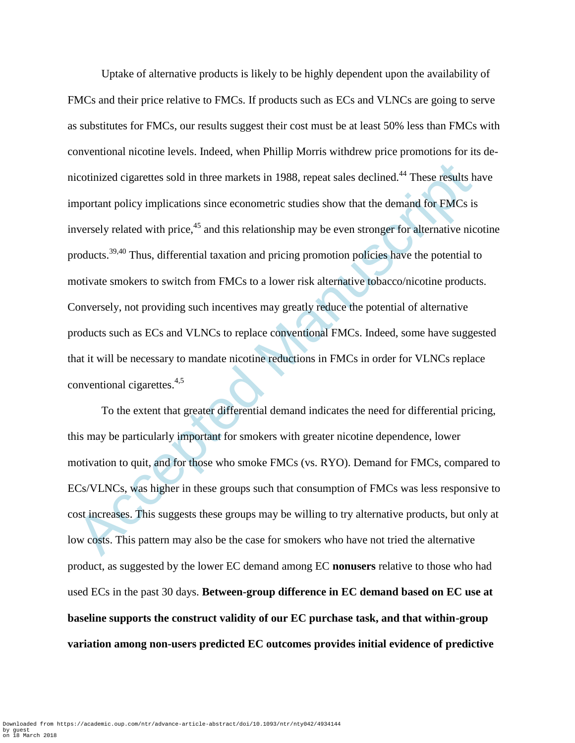Uptake of alternative products is likely to be highly dependent upon the availability of FMCs and their price relative to FMCs. If products such as ECs and VLNCs are going to serve as substitutes for FMCs, our results suggest their cost must be at least 50% less than FMCs with conventional nicotine levels. Indeed, when Phillip Morris withdrew price promotions for its de-nicotinized cigarettes sold in three markets in 1988, repeat sales declined.[44] These results have important policy implications since econometric studies show that the demand for FMCs is inversely related with price,[45] and this relationship may be even stronger for alternative nicotine products.[39,40] Thus, differential taxation and pricing promotion policies have the potential to motivate smokers to switch from FMCs to a lower risk alternative tobacco/nicotine products. Conversely, not providing such incentives may greatly reduce the potential of alternative products such as ECs and VLNCs to replace conventional FMCs. Indeed, some have suggested that it will be necessary to mandate nicotine reductions in FMCs in order for VLNCs replace conventional cigarettes.[4,5]

To the extent that greater differential demand indicates the need for differential pricing, this may be particularly important for smokers with greater nicotine dependence, lower motivation to quit, and for those who smoke FMCs (vs. RYO). Demand for FMCs, compared to ECs/VLNCs, was higher in these groups such that consumption of FMCs was less responsive to cost increases. This suggests these groups may be willing to try alternative products, but only at low costs. This pattern may also be the case for smokers who have not tried the alternative product, as suggested by the lower EC demand among EC **nonusers** relative to those who had used ECs in the past 30 days. **Between-group difference in EC demand based on EC use at baseline supports the construct validity of our EC purchase task, and that within-group variation among non-users predicted EC outcomes provides initial evidence of predictive**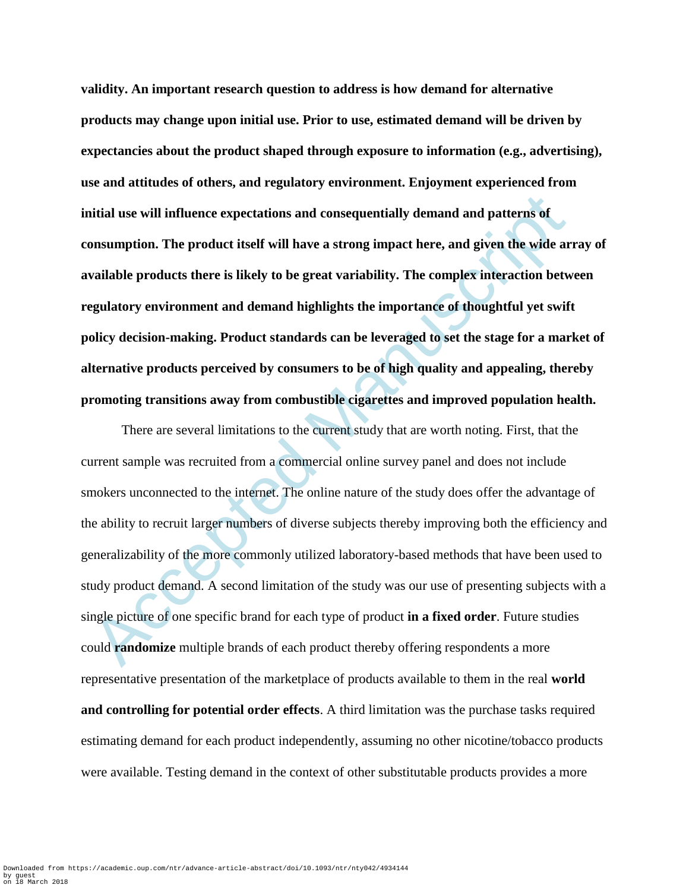**validity. An important research question to address is how demand for alternative products may change upon initial use. Prior to use, estimated demand will be driven by expectancies about the product shaped through exposure to information (e.g., advertising), use and attitudes of others, and regulatory environment. Enjoyment experienced from initial use will influence expectations and consequentially demand and patterns of consumption. The product itself will have a strong impact here, and given the wide array of available products there is likely to be great variability. The complex interaction between regulatory environment and demand highlights the importance of thoughtful yet swift policy decision-making. Product standards can be leveraged to set the stage for a market of alternative products perceived by consumers to be of high quality and appealing, thereby promoting transitions away from combustible cigarettes and improved population health.**

There are several limitations to the current study that are worth noting. First, that the current sample was recruited from a commercial online survey panel and does not include smokers unconnected to the internet. The online nature of the study does offer the advantage of the ability to recruit larger numbers of diverse subjects thereby improving both the efficiency and generalizability of the more commonly utilized laboratory-based methods that have been used to study product demand. A second limitation of the study was our use of presenting subjects with a single picture of one specific brand for each type of product **in a fixed order**. Future studies could **randomize** multiple brands of each product thereby offering respondents a more representative presentation of the marketplace of products available to them in the real **world and controlling for potential order effects**. A third limitation was the purchase tasks required estimating demand for each product independently, assuming no other nicotine/tobacco products were available. Testing demand in the context of other substitutable products provides a more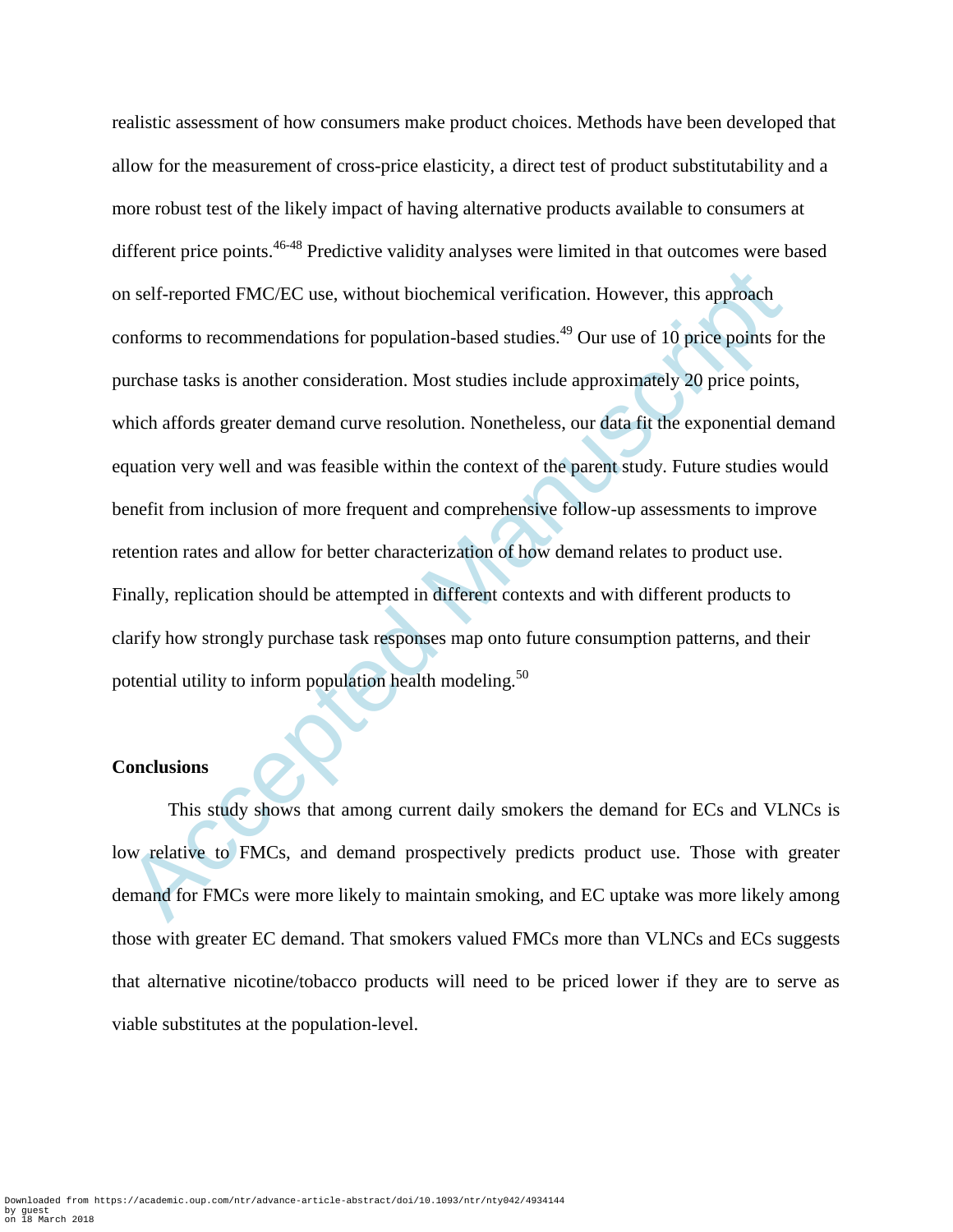realistic assessment of how consumers make product choices. Methods have been developed that allow for the measurement of cross-price elasticity, a direct test of product substitutability and a more robust test of the likely impact of having alternative products available to consumers at different price points.[46-48] Predictive validity analyses were limited in that outcomes were based on self-reported FMC/EC use, without biochemical verification. However, this approach conforms to recommendations for population-based studies.[49] Our use of 10 price points for the purchase tasks is another consideration. Most studies include approximately 20 price points, which affords greater demand curve resolution. Nonetheless, our data fit the exponential demand equation very well and was feasible within the context of the parent study. Future studies would benefit from inclusion of more frequent and comprehensive follow-up assessments to improve retention rates and allow for better characterization of how demand relates to product use. Finally, replication should be attempted in different contexts and with different products to clarify how strongly purchase task responses map onto future consumption patterns, and their potential utility to inform population health modeling.[50]

## Conclusions

This study shows that among current daily smokers the demand for ECs and VLNCs is low relative to FMCs, and demand prospectively predicts product use. Those with greater demand for FMCs were more likely to maintain smoking, and EC uptake was more likely among those with greater EC demand. That smokers valued FMCs more than VLNCs and ECs suggests that alternative nicotine/tobacco products will need to be priced lower if they are to serve as viable substitutes at the population-level.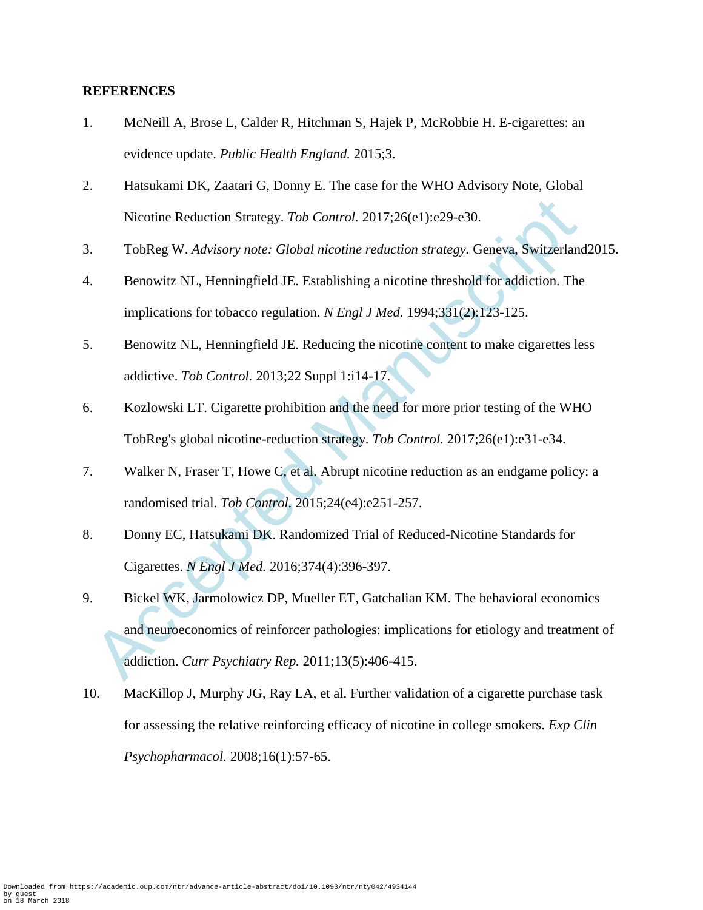## REFERENCES

1. McNeill A, Brose L, Calder R, Hitchman S, Hajek P, McRobbie H. E-cigarettes: an evidence update. *Public Health England.* 2015;3.
2. Hatsukami DK, Zaatari G, Donny E. The case for the WHO Advisory Note, Global Nicotine Reduction Strategy. *Tob Control.* 2017;26(e1):e29-e30.
3. TobReg W. *Advisory note: Global nicotine reduction strategy.* Geneva, Switzerland2015.
4. Benowitz NL, Henningfield JE. Establishing a nicotine threshold for addiction. The implications for tobacco regulation. *N Engl J Med.* 1994;331(2):123-125.
5. Benowitz NL, Henningfield JE. Reducing the nicotine content to make cigarettes less addictive. *Tob Control.* 2013;22 Suppl 1:i14-17.
6. Kozlowski LT. Cigarette prohibition and the need for more prior testing of the WHO TobReg's global nicotine-reduction strategy. *Tob Control.* 2017;26(e1):e31-e34.
7. Walker N, Fraser T, Howe C, et al. Abrupt nicotine reduction as an endgame policy: a randomised trial. *Tob Control.* 2015;24(e4):e251-257.
8. Donny EC, Hatsukami DK. Randomized Trial of Reduced-Nicotine Standards for Cigarettes. *N Engl J Med.* 2016;374(4):396-397.
9. Bickel WK, Jarmolowicz DP, Mueller ET, Gatchalian KM. The behavioral economics and neuroeconomics of reinforcer pathologies: implications for etiology and treatment of addiction. *Curr Psychiatry Rep.* 2011;13(5):406-415.
10. MacKillop J, Murphy JG, Ray LA, et al. Further validation of a cigarette purchase task for assessing the relative reinforcing efficacy of nicotine in college smokers. *Exp Clin Psychopharmacol.* 2008;16(1):57-65.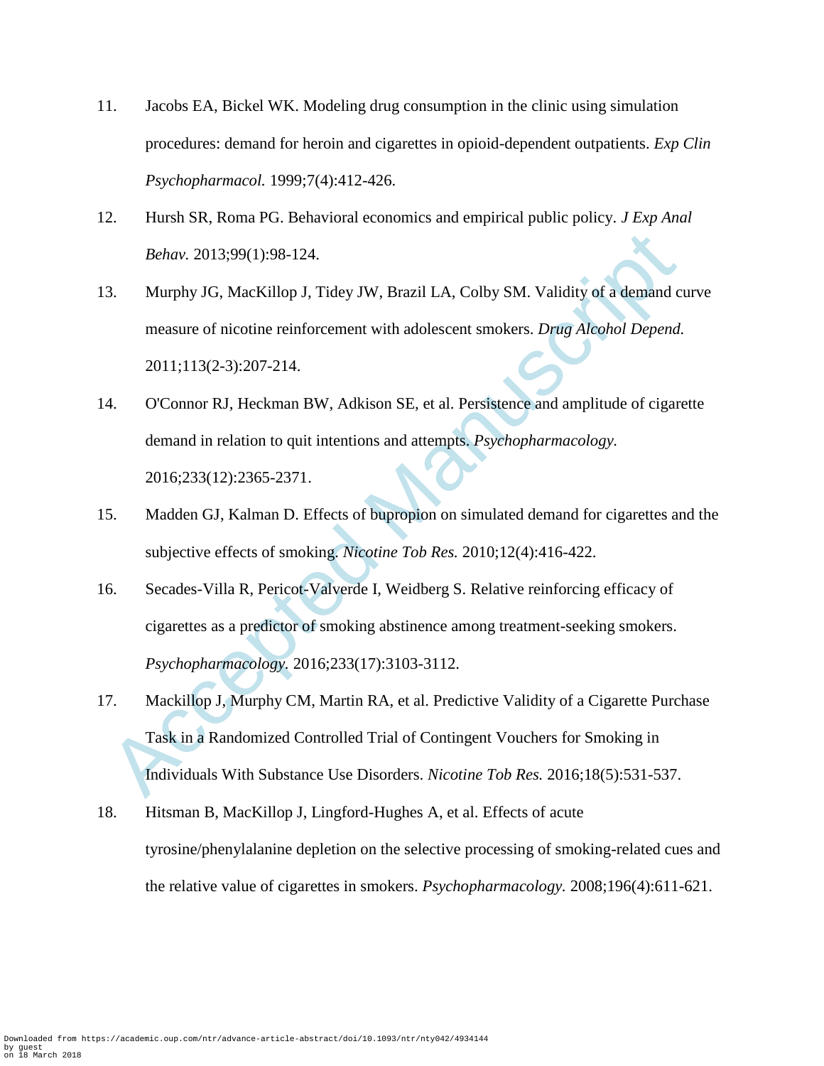11. Jacobs EA, Bickel WK. Modeling drug consumption in the clinic using simulation procedures: demand for heroin and cigarettes in opioid-dependent outpatients. *Exp Clin Psychopharmacol.* 1999;7(4):412-426.
12. Hursh SR, Roma PG. Behavioral economics and empirical public policy. *J Exp Anal Behav.* 2013;99(1):98-124.
13. Murphy JG, MacKillop J, Tidey JW, Brazil LA, Colby SM. Validity of a demand curve measure of nicotine reinforcement with adolescent smokers. *Drug Alcohol Depend.* 2011;113(2-3):207-214.
14. O'Connor RJ, Heckman BW, Adkison SE, et al. Persistence and amplitude of cigarette demand in relation to quit intentions and attempts. *Psychopharmacology.* 2016;233(12):2365-2371.
15. Madden GJ, Kalman D. Effects of bupropion on simulated demand for cigarettes and the subjective effects of smoking. *Nicotine Tob Res.* 2010;12(4):416-422.
16. Secades-Villa R, Pericot-Valverde I, Weidberg S. Relative reinforcing efficacy of cigarettes as a predictor of smoking abstinence among treatment-seeking smokers. *Psychopharmacology.* 2016;233(17):3103-3112.
17. Mackillop J, Murphy CM, Martin RA, et al. Predictive Validity of a Cigarette Purchase Task in a Randomized Controlled Trial of Contingent Vouchers for Smoking in Individuals With Substance Use Disorders. *Nicotine Tob Res.* 2016;18(5):531-537.
18. Hitsman B, MacKillop J, Lingford-Hughes A, et al. Effects of acute tyrosine/phenylalanine depletion on the selective processing of smoking-related cues and the relative value of cigarettes in smokers. *Psychopharmacology.* 2008;196(4):611-621.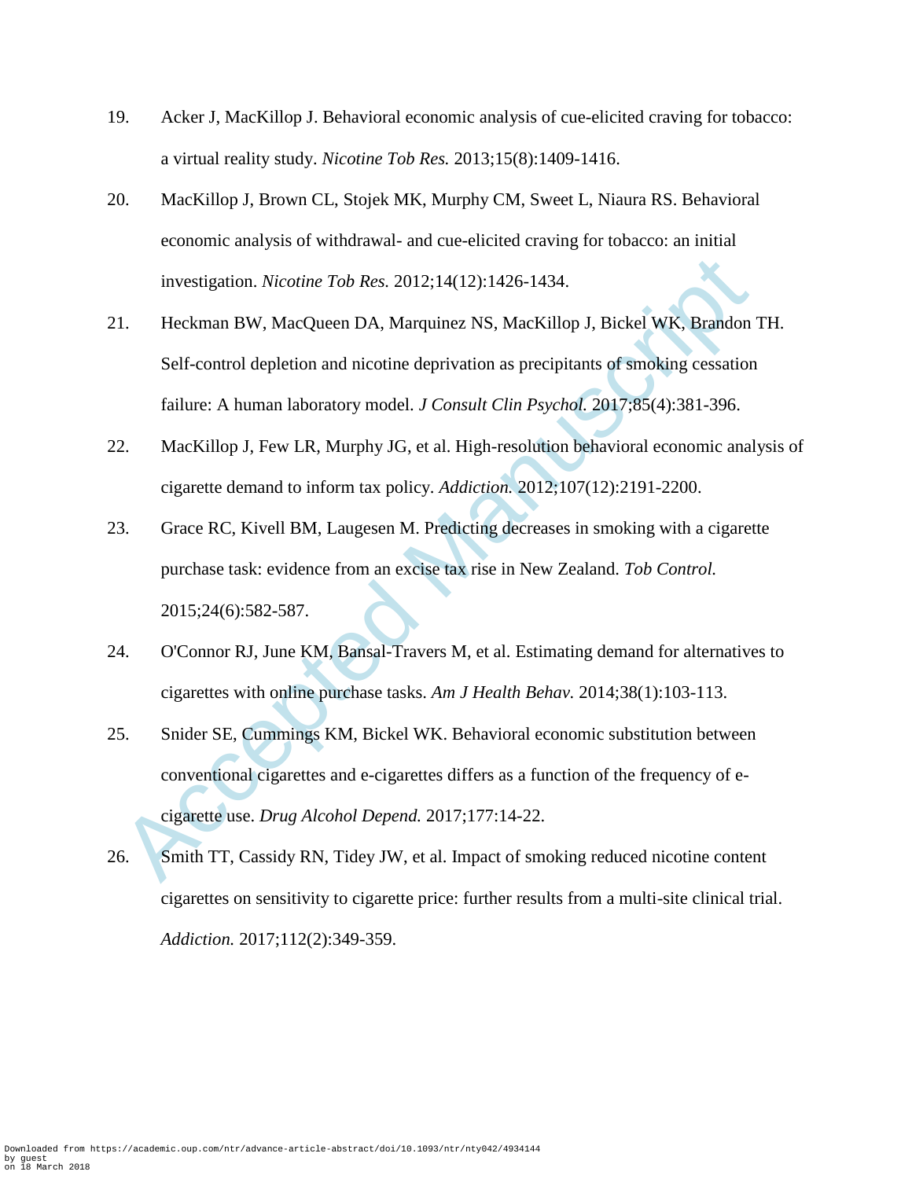19. Acker J, MacKillop J. Behavioral economic analysis of cue-elicited craving for tobacco: a virtual reality study. *Nicotine Tob Res.* 2013;15(8):1409-1416.

20. MacKillop J, Brown CL, Stojek MK, Murphy CM, Sweet L, Niaura RS. Behavioral economic analysis of withdrawal- and cue-elicited craving for tobacco: an initial investigation. *Nicotine Tob Res.* 2012;14(12):1426-1434.

21. Heckman BW, MacQueen DA, Marquinez NS, MacKillop J, Bickel WK, Brandon TH. Self-control depletion and nicotine deprivation as precipitants of smoking cessation failure: A human laboratory model. *J Consult Clin Psychol.* 2017;85(4):381-396.

22. MacKillop J, Few LR, Murphy JG, et al. High-resolution behavioral economic analysis of cigarette demand to inform tax policy. *Addiction.* 2012;107(12):2191-2200.

23. Grace RC, Kivell BM, Laugesen M. Predicting decreases in smoking with a cigarette purchase task: evidence from an excise tax rise in New Zealand. *Tob Control.* 2015;24(6):582-587.

24. O'Connor RJ, June KM, Bansal-Travers M, et al. Estimating demand for alternatives to cigarettes with online purchase tasks. *Am J Health Behav.* 2014;38(1):103-113.

25. Snider SE, Cummings KM, Bickel WK. Behavioral economic substitution between conventional cigarettes and e-cigarettes differs as a function of the frequency of e-cigarette use. *Drug Alcohol Depend.* 2017;177:14-22.

26. Smith TT, Cassidy RN, Tidey JW, et al. Impact of smoking reduced nicotine content cigarettes on sensitivity to cigarette price: further results from a multi-site clinical trial. *Addiction.* 2017;112(2):349-359.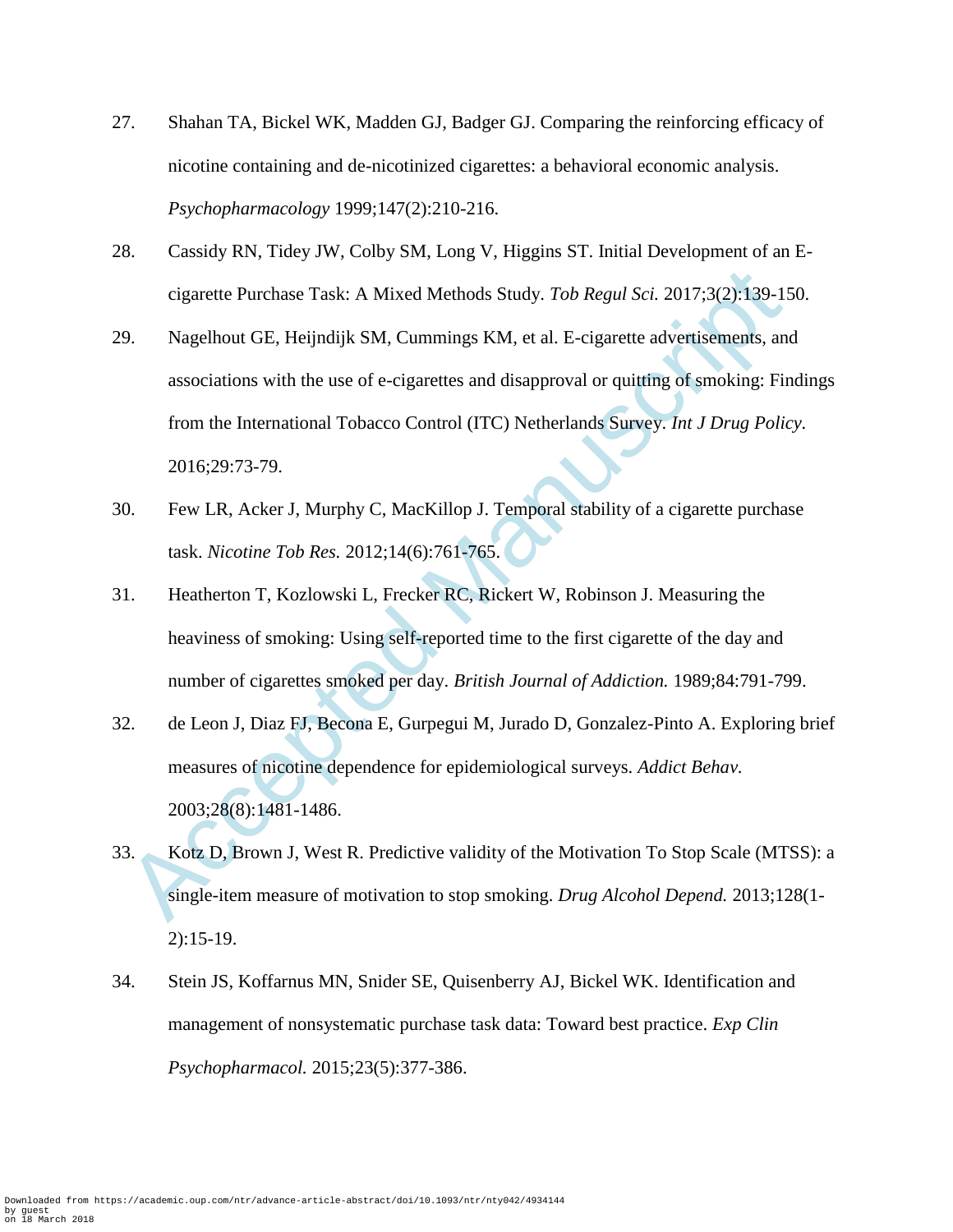27. Shahan TA, Bickel WK, Madden GJ, Badger GJ. Comparing the reinforcing efficacy of nicotine containing and de-nicotinized cigarettes: a behavioral economic analysis. *Psychopharmacology* 1999;147(2):210-216.

28. Cassidy RN, Tidey JW, Colby SM, Long V, Higgins ST. Initial Development of an E-cigarette Purchase Task: A Mixed Methods Study. *Tob Regul Sci.* 2017;3(2):139-150.

29. Nagelhout GE, Heijndijk SM, Cummings KM, et al. E-cigarette advertisements, and associations with the use of e-cigarettes and disapproval or quitting of smoking: Findings from the International Tobacco Control (ITC) Netherlands Survey. *Int J Drug Policy.* 2016;29:73-79.

30. Few LR, Acker J, Murphy C, MacKillop J. Temporal stability of a cigarette purchase task. *Nicotine Tob Res.* 2012;14(6):761-765.

31. Heatherton T, Kozlowski L, Frecker RC, Rickert W, Robinson J. Measuring the heaviness of smoking: Using self-reported time to the first cigarette of the day and number of cigarettes smoked per day. *British Journal of Addiction.* 1989;84:791-799.

32. de Leon J, Diaz FJ, Becona E, Gurpegui M, Jurado D, Gonzalez-Pinto A. Exploring brief measures of nicotine dependence for epidemiological surveys. *Addict Behav.* 2003;28(8):1481-1486.

33. Kotz D, Brown J, West R. Predictive validity of the Motivation To Stop Scale (MTSS): a single-item measure of motivation to stop smoking. *Drug Alcohol Depend.* 2013;128(1-2):15-19.

34. Stein JS, Koffarnus MN, Snider SE, Quisenberry AJ, Bickel WK. Identification and management of nonsystematic purchase task data: Toward best practice. *Exp Clin Psychopharmacol.* 2015;23(5):377-386.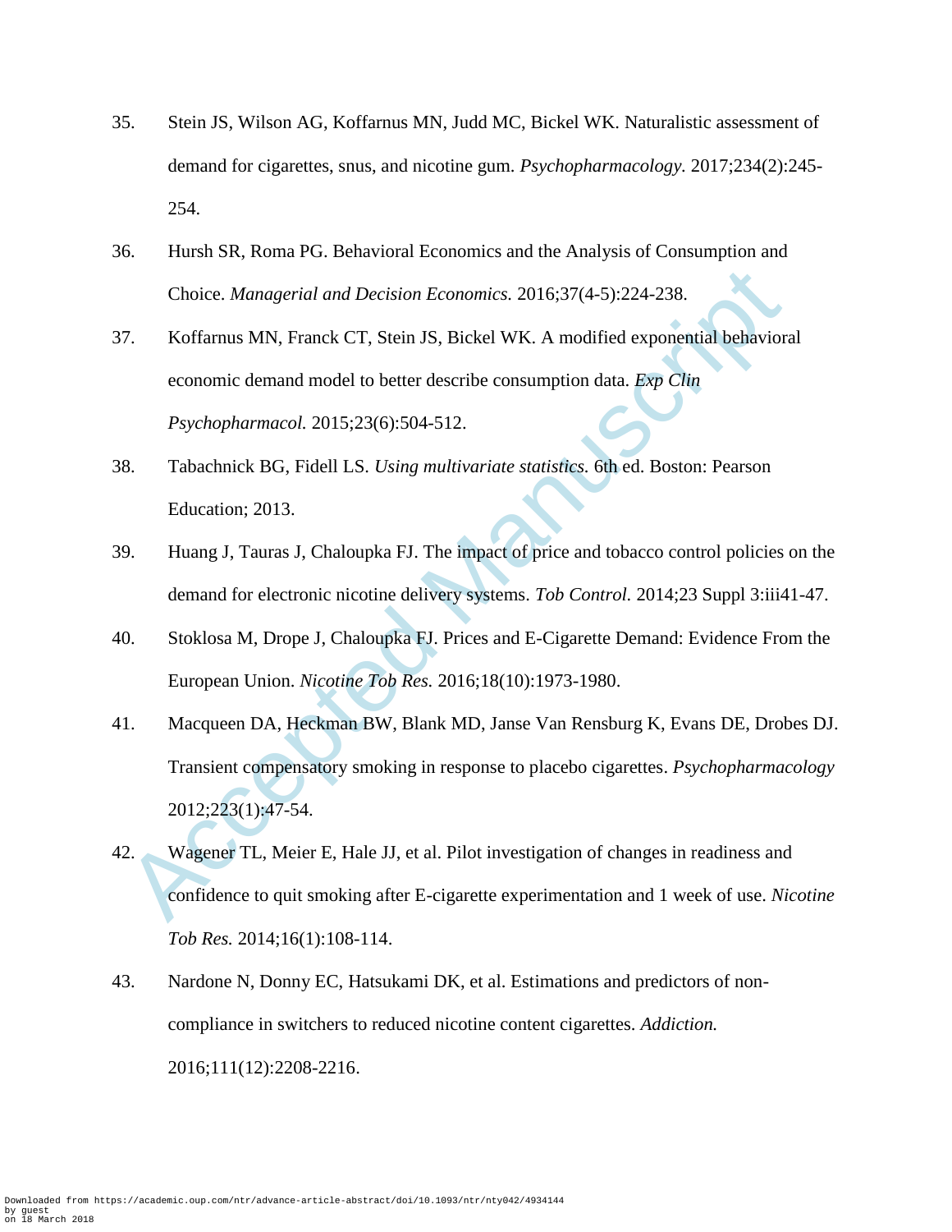35. Stein JS, Wilson AG, Koffarnus MN, Judd MC, Bickel WK. Naturalistic assessment of demand for cigarettes, snus, and nicotine gum. *Psychopharmacology.* 2017;234(2):245-254.

36. Hursh SR, Roma PG. Behavioral Economics and the Analysis of Consumption and Choice. *Managerial and Decision Economics.* 2016;37(4-5):224-238.

37. Koffarnus MN, Franck CT, Stein JS, Bickel WK. A modified exponential behavioral economic demand model to better describe consumption data. *Exp Clin Psychopharmacol.* 2015;23(6):504-512.

38. Tabachnick BG, Fidell LS. *Using multivariate statistics.* 6th ed. Boston: Pearson Education; 2013.

39. Huang J, Tauras J, Chaloupka FJ. The impact of price and tobacco control policies on the demand for electronic nicotine delivery systems. *Tob Control.* 2014;23 Suppl 3:iii41-47.

40. Stoklosa M, Drope J, Chaloupka FJ. Prices and E-Cigarette Demand: Evidence From the European Union. *Nicotine Tob Res.* 2016;18(10):1973-1980.

41. Macqueen DA, Heckman BW, Blank MD, Janse Van Rensburg K, Evans DE, Drobes DJ. Transient compensatory smoking in response to placebo cigarettes. *Psychopharmacology* 2012;223(1):47-54.

42. Wagener TL, Meier E, Hale JJ, et al. Pilot investigation of changes in readiness and confidence to quit smoking after E-cigarette experimentation and 1 week of use. *Nicotine Tob Res.* 2014;16(1):108-114.

43. Nardone N, Donny EC, Hatsukami DK, et al. Estimations and predictors of non-compliance in switchers to reduced nicotine content cigarettes. *Addiction.* 2016;111(12):2208-2216.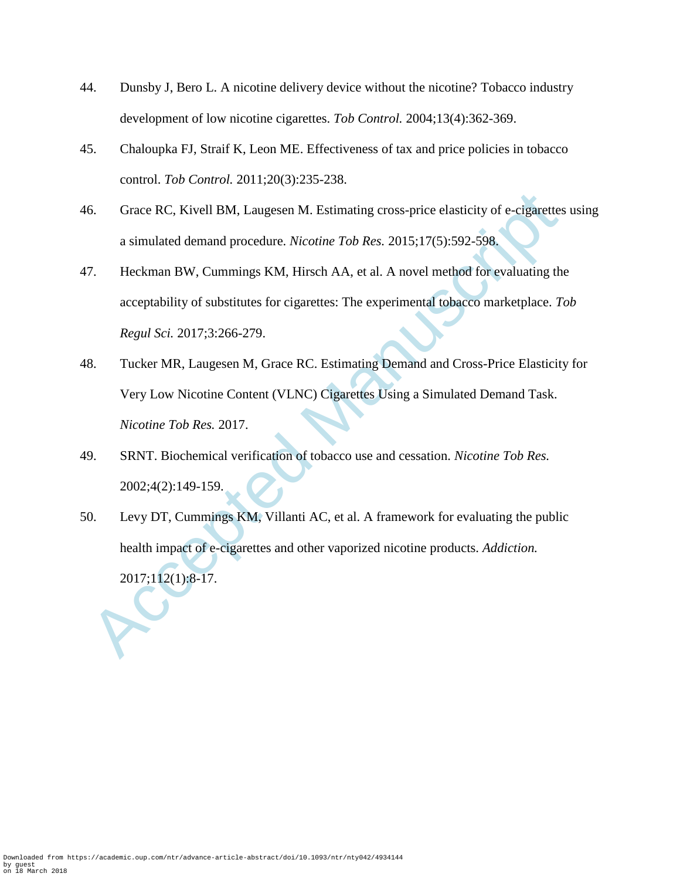44. Dunsby J, Bero L. A nicotine delivery device without the nicotine? Tobacco industry development of low nicotine cigarettes. *Tob Control.* 2004;13(4):362-369.

45. Chaloupka FJ, Straif K, Leon ME. Effectiveness of tax and price policies in tobacco control. *Tob Control.* 2011;20(3):235-238.

46. Grace RC, Kivell BM, Laugesen M. Estimating cross-price elasticity of e-cigarettes using a simulated demand procedure. *Nicotine Tob Res.* 2015;17(5):592-598.

47. Heckman BW, Cummings KM, Hirsch AA, et al. A novel method for evaluating the acceptability of substitutes for cigarettes: The experimental tobacco marketplace. *Tob Regul Sci.* 2017;3:266-279.

48. Tucker MR, Laugesen M, Grace RC. Estimating Demand and Cross-Price Elasticity for Very Low Nicotine Content (VLNC) Cigarettes Using a Simulated Demand Task. *Nicotine Tob Res.* 2017.

49. SRNT. Biochemical verification of tobacco use and cessation. *Nicotine Tob Res.* 2002;4(2):149-159.

50. Levy DT, Cummings KM, Villanti AC, et al. A framework for evaluating the public health impact of e-cigarettes and other vaporized nicotine products. *Addiction.* 2017;112(1):8-17.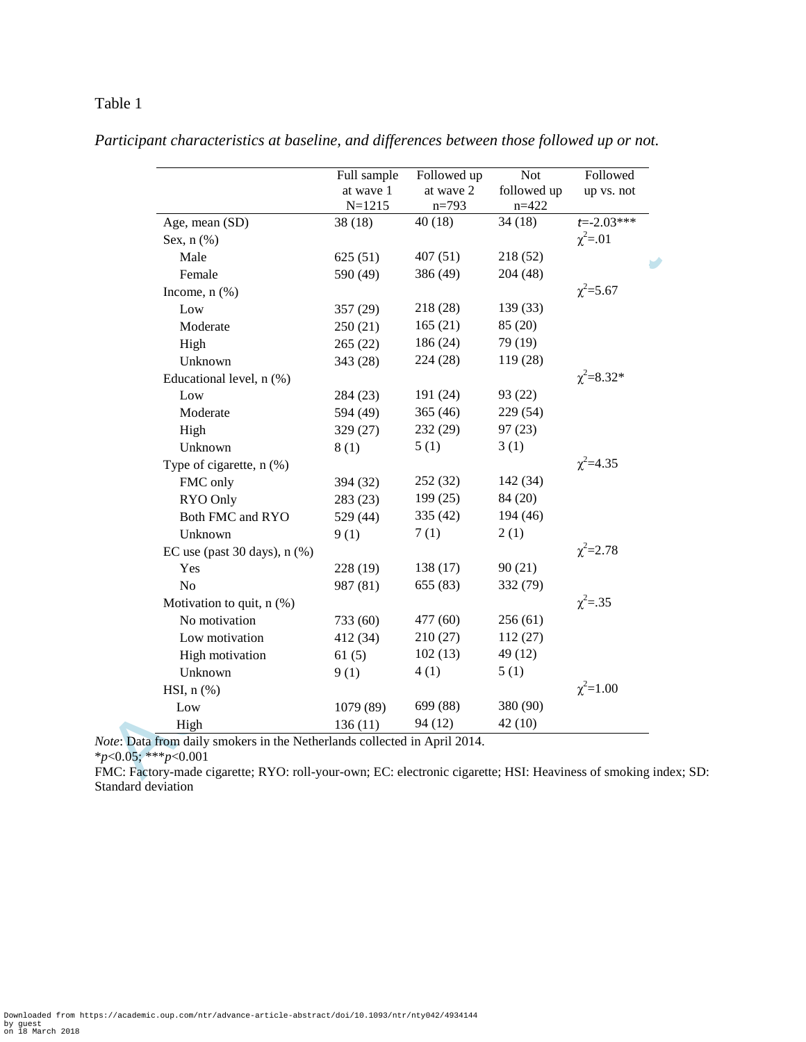Table 1

*Participant characteristics at baseline, and differences between those followed up or not.*

| | Full sample at wave 1 N=1215 | Followed up at wave 2 n=793 | Not followed up n=422 | Followed up vs. not |
|---|---|---|---|---|
| Age, mean (SD) | 38 (18) | 40 (18) | 34 (18) | $t$=-2.03*** |
| Sex, n (%) | | | | $\chi^2$=.01 |
| Male | 625 (51) | 407 (51) | 218 (52) | |
| Female | 590 (49) | 386 (49) | 204 (48) | |
| Income, n (%) | | | | $\chi^2$=5.67 |
| Low | 357 (29) | 218 (28) | 139 (33) | |
| Moderate | 250 (21) | 165 (21) | 85 (20) | |
| High | 265 (22) | 186 (24) | 79 (19) | |
| Unknown | 343 (28) | 224 (28) | 119 (28) | |
| Educational level, n (%) | | | | $\chi^2$=8.32* |
| Low | 284 (23) | 191 (24) | 93 (22) | |
| Moderate | 594 (49) | 365 (46) | 229 (54) | |
| High | 329 (27) | 232 (29) | 97 (23) | |
| Unknown | 8 (1) | 5 (1) | 3 (1) | |
| Type of cigarette, n (%) | | | | $\chi^2$=4.35 |
| FMC only | 394 (32) | 252 (32) | 142 (34) | |
| RYO Only | 283 (23) | 199 (25) | 84 (20) | |
| Both FMC and RYO | 529 (44) | 335 (42) | 194 (46) | |
| Unknown | 9 (1) | 7 (1) | 2 (1) | |
| EC use (past 30 days), n (%) | | | | $\chi^2$=2.78 |
| Yes | 228 (19) | 138 (17) | 90 (21) | |
| No | 987 (81) | 655 (83) | 332 (79) | |
| Motivation to quit, n (%) | | | | $\chi^2$=.35 |
| No motivation | 733 (60) | 477 (60) | 256 (61) | |
| Low motivation | 412 (34) | 210 (27) | 112 (27) | |
| High motivation | 61 (5) | 102 (13) | 49 (12) | |
| Unknown | 9 (1) | 4 (1) | 5 (1) | |
| HSI, n (%) | | | | $\chi^2$=1.00 |
| Low | 1079 (89) | 699 (88) | 380 (90) | |
| High | 136 (11) | 94 (12) | 42 (10) | |

*Note*: Data from daily smokers in the Netherlands collected in April 2014.
*$p$<0.05; ***$p$<0.001
FMC: Factory-made cigarette; RYO: roll-your-own; EC: electronic cigarette; HSI: Heaviness of smoking index; SD: Standard deviation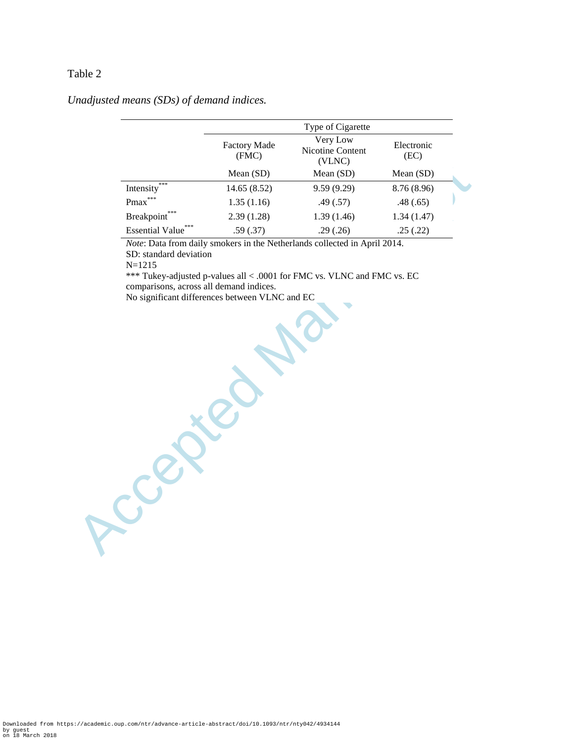Table 2

*Unadjusted means (SDs) of demand indices.*

| | Type of Cigarette | | |
|---|---|---|---|
| | Factory Made (FMC) | Very Low Nicotine Content (VLNC) | Electronic (EC) |
| | Mean (SD) | Mean (SD) | Mean (SD) |
| Intensity*** | 14.65 (8.52) | 9.59 (9.29) | 8.76 (8.96) |
| Pmax*** | 1.35 (1.16) | .49 (.57) | .48 (.65) |
| Breakpoint*** | 2.39 (1.28) | 1.39 (1.46) | 1.34 (1.47) |
| Essential Value*** | .59 (.37) | .29 (.26) | .25 (.22) |

*Note*: Data from daily smokers in the Netherlands collected in April 2014.
SD: standard deviation
N=1215
*** Tukey-adjusted p-values all < .0001 for FMC vs. VLNC and FMC vs. EC comparisons, across all demand indices.
No significant differences between VLNC and EC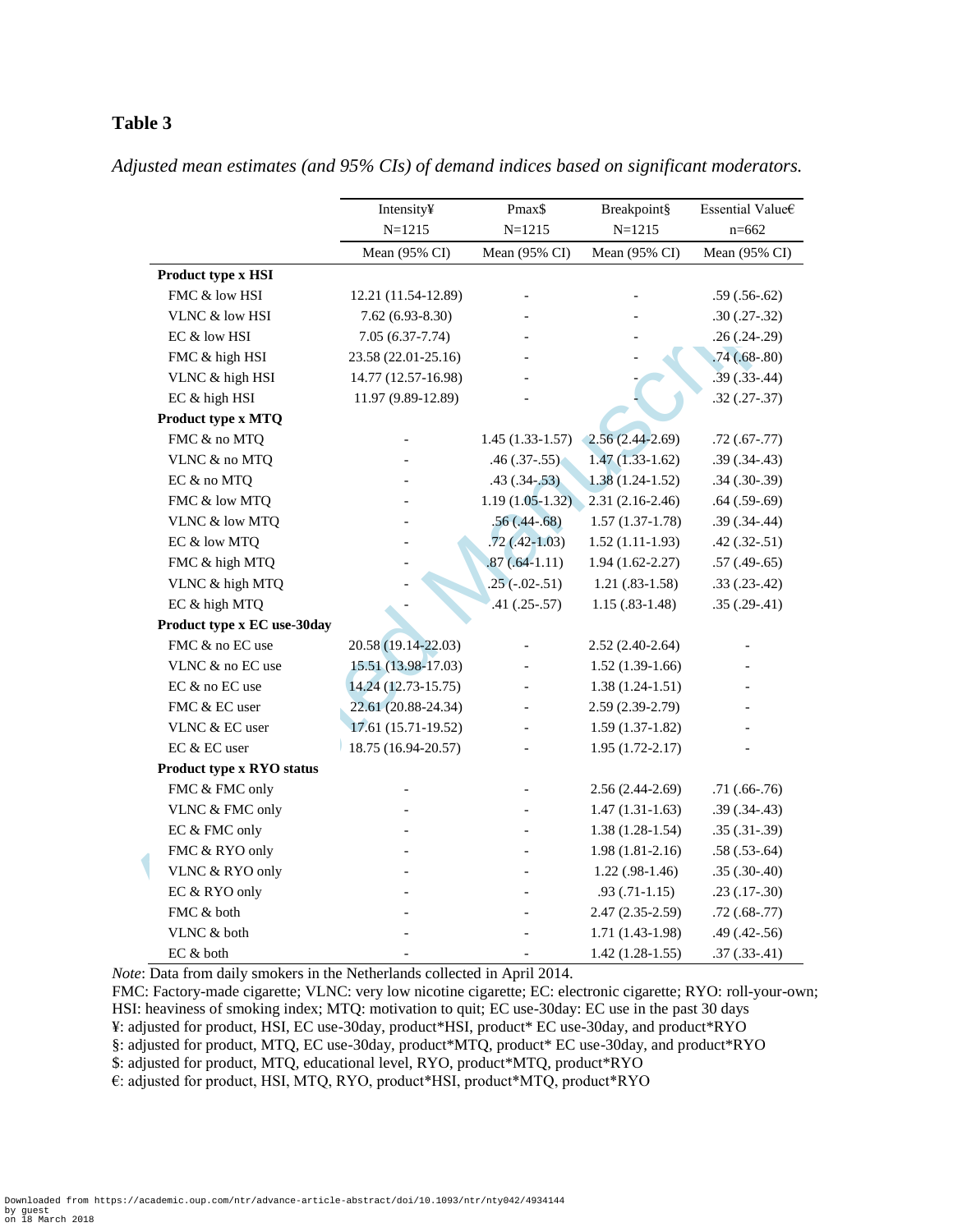**Table 3**

*Adjusted mean estimates (and 95% CIs) of demand indices based on significant moderators.*

| | Intensity¥ N=1215 | Pmax$ N=1215 | Breakpoint§ N=1215 | Essential Value€ n=662 |
|---|---|---|---|---|
| | Mean (95% CI) | Mean (95% CI) | Mean (95% CI) | Mean (95% CI) |
| **Product type x HSI** | | | | |
| FMC & low HSI | 12.21 (11.54-12.89) | - | - | .59 (.56-.62) |
| VLNC & low HSI | 7.62 (6.93-8.30) | - | - | .30 (.27-.32) |
| EC & low HSI | 7.05 (*6*.37-7.74) | - | - | .26 (.24-.29) |
| FMC & high HSI | 23.58 (22.01-25.16) | - | - | .74 (.68-.80) |
| VLNC & high HSI | 14.77 (12.57-16.98) | - | - | .39 (.33-.44) |
| EC & high HSI | 11.97 (9.89-12.89) | - | - | .32 (.27-.37) |
| **Product type x MTQ** | | | | |
| FMC & no MTQ | - | 1.45 (1.33-1.57) | 2.56 (2.44-2.69) | .72 (.67-.77) |
| VLNC & no MTQ | - | .46 (.37-.55) | 1.47 (1.33-1.62) | .39 (.34-.43) |
| EC & no MTQ | - | .43 (.34-.53) | 1.38 (1.24-1.52) | .34 (.30-.39) |
| FMC & low MTQ | - | 1.19 (1.05-1.32) | 2.31 (2.16-2.46) | .64 (.59-.69) |
| VLNC & low MTQ | - | .56 (.44-.68) | 1.57 (1.37-1.78) | .39 (.34-.44) |
| EC & low MTQ | - | .72 (.42-1.03) | 1.52 (1.11-1.93) | .42 (.32-.51) |
| FMC & high MTQ | - | .87 (.64-1.11) | 1.94 (1.62-2.27) | .57 (.49-.65) |
| VLNC & high MTQ | - | .25 (-.02-.51) | 1.21 (.83-1.58) | .33 (.23-.42) |
| EC & high MTQ | - | .41 (.25-.57) | 1.15 (.83-1.48) | .35 (.29-.41) |
| **Product type x EC use-30day** | | | | |
| FMC & no EC use | 20.58 (19.14-22.03) | - | 2.52 (2.40-2.64) | - |
| VLNC & no EC use | 15.51 (13.98-17.03) | - | 1.52 (1.39-1.66) | - |
| EC & no EC use | 14.24 (12.73-15.75) | - | 1.38 (1.24-1.51) | - |
| FMC & EC user | 22.61 (20.88-24.34) | - | 2.59 (2.39-2.79) | - |
| VLNC & EC user | 17.61 (15.71-19.52) | - | 1.59 (1.37-1.82) | - |
| EC & EC user | 18.75 (16.94-20.57) | - | 1.95 (1.72-2.17) | - |
| **Product type x RYO status** | | | | |
| FMC & FMC only | - | - | 2.56 (2.44-2.69) | .71 (.66-.76) |
| VLNC & FMC only | - | - | 1.47 (1.31-1.63) | .39 (.34-.43) |
| EC & FMC only | - | - | 1.38 (1.28-1.54) | .35 (.31-.39) |
| FMC & RYO only | - | - | 1.98 (1.81-2.16) | .58 (.53-.64) |
| VLNC & RYO only | - | - | 1.22 (.98-1.46) | .35 (.30-.40) |
| EC & RYO only | - | - | .93 (.71-1.15) | .23 (.17-.30) |
| FMC & both | - | - | 2.47 (2.35-2.59) | .72 (.68-.77) |
| VLNC & both | - | - | 1.71 (1.43-1.98) | .49 (.42-.56) |
| EC & both | - | - | 1.42 (1.28-1.55) | .37 (.33-.41) |

*Note*: Data from daily smokers in the Netherlands collected in April 2014.

FMC: Factory-made cigarette; VLNC: very low nicotine cigarette; EC: electronic cigarette; RYO: roll-your-own; HSI: heaviness of smoking index; MTQ: motivation to quit; EC use-30day: EC use in the past 30 days

¥: adjusted for product, HSI, EC use-30day, product*HSI, product* EC use-30day, and product*RYO

§: adjusted for product, MTQ, EC use-30day, product*MTQ, product* EC use-30day, and product*RYO

$: adjusted for product, MTQ, educational level, RYO, product*MTQ, product*RYO

€: adjusted for product, HSI, MTQ, RYO, product*HSI, product*MTQ, product*RYO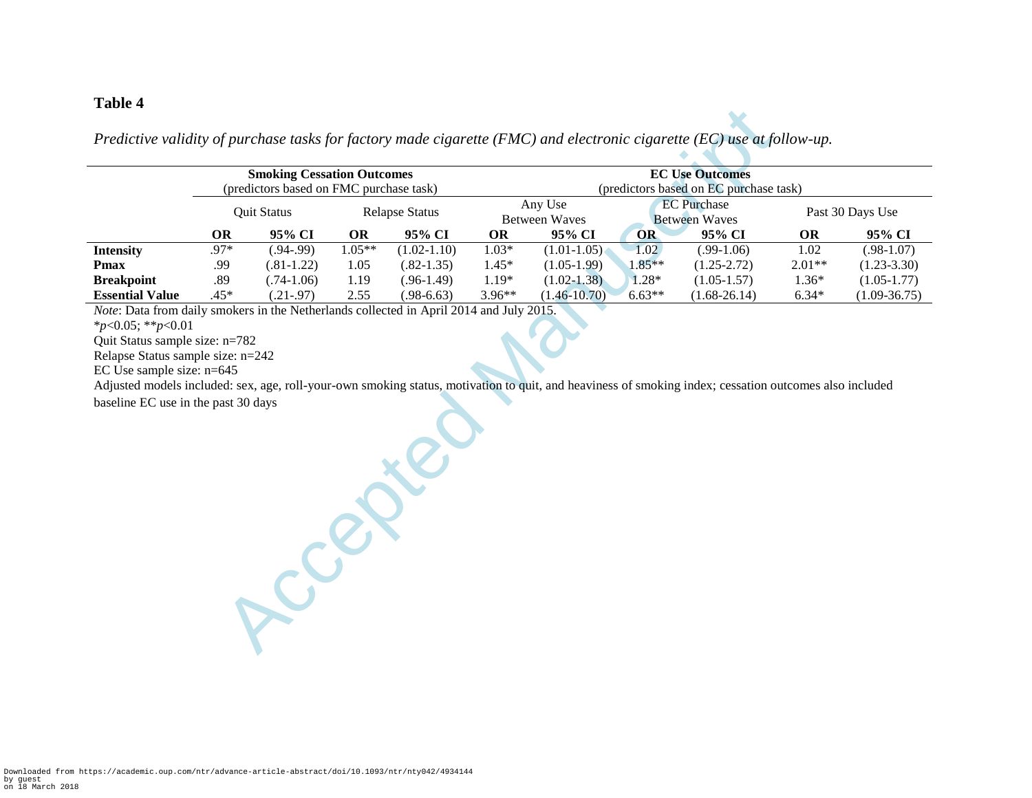**Table 4**

*Predictive validity of purchase tasks for factory made cigarette (FMC) and electronic cigarette (EC) use at follow-up.*

| | Smoking Cessation Outcomes (predictors based on FMC purchase task) | | | | EC Use Outcomes (predictors based on EC purchase task) | | | | | |
|---|---|---|---|---|---|---|---|---|---|---|
| | Quit Status | | Relapse Status | | Any Use Between Waves | | EC Purchase Between Waves | | Past 30 Days Use | |
| | **OR** | **95% CI** | **OR** | **95% CI** | **OR** | **95% CI** | **OR** | **95% CI** | **OR** | **95% CI** |
| **Intensity** | .97* | (.94-.99) | 1.05** | (1.02-1.10) | 1.03* | (1.01-1.05) | 1.02 | (.99-1.06) | 1.02 | (.98-1.07) |
| **Pmax** | .99 | (.81-1.22) | 1.05 | (.82-1.35) | 1.45* | (1.05-1.99) | 1.85** | (1.25-2.72) | 2.01** | (1.23-3.30) |
| **Breakpoint** | .89 | (.74-1.06) | 1.19 | (.96-1.49) | 1.19* | (1.02-1.38) | 1.28* | (1.05-1.57) | 1.36* | (1.05-1.77) |
| **Essential Value** | .45* | (.21-.97) | 2.55 | (.98-6.63) | 3.96** | (1.46-10.70) | 6.63** | (1.68-26.14) | 6.34* | (1.09-36.75) |

*Note*: Data from daily smokers in the Netherlands collected in April 2014 and July 2015.

*$p<0.05$; **$p<0.01$

Quit Status sample size: n=782

Relapse Status sample size: n=242

EC Use sample size: n=645

Adjusted models included: sex, age, roll-your-own smoking status, motivation to quit, and heaviness of smoking index; cessation outcomes also included baseline EC use in the past 30 days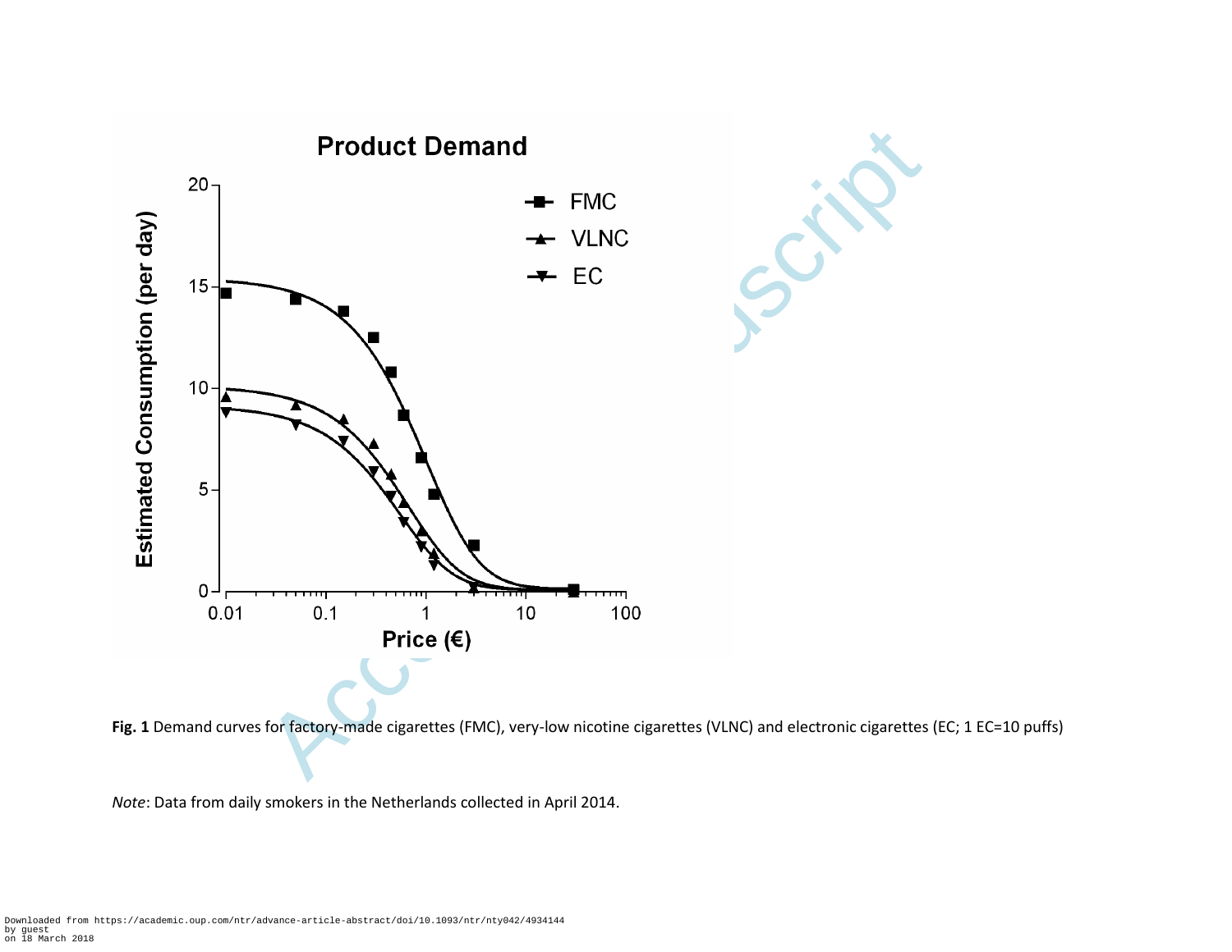Product Demand

Estimated Consumption (per day)

20

15

10

5

0

0.01 0.1 1 10 100

Price (€)

FMC

VLNC

EC

**Fig. 1** Demand curves for factory-made cigarettes (FMC), very-low nicotine cigarettes (VLNC) and electronic cigarettes (EC; 1 EC=10 puffs)

*Note*: Data from daily smokers in the Netherlands collected in April 2014.